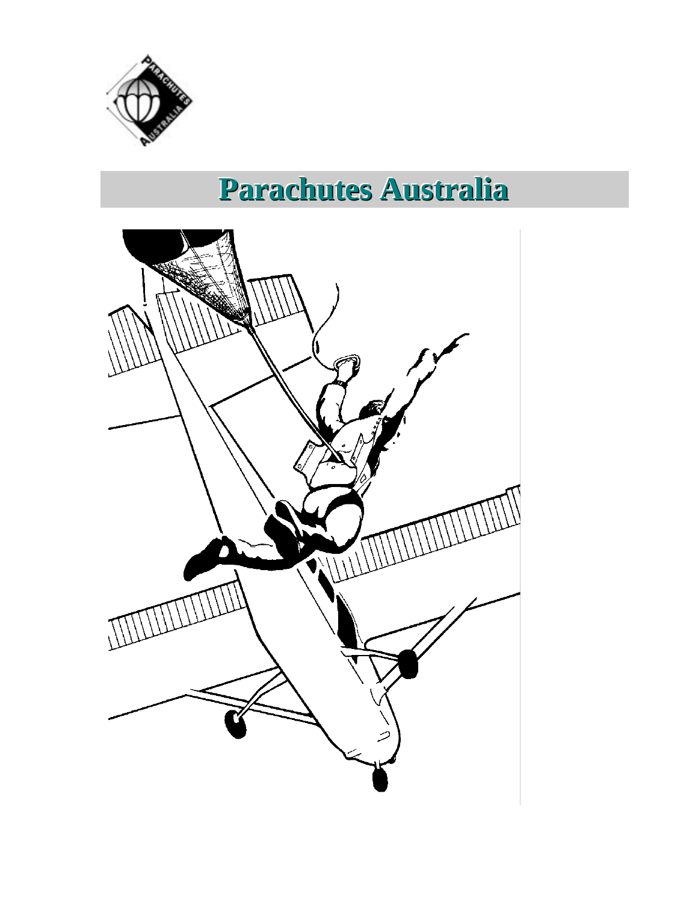# Parachutes Australia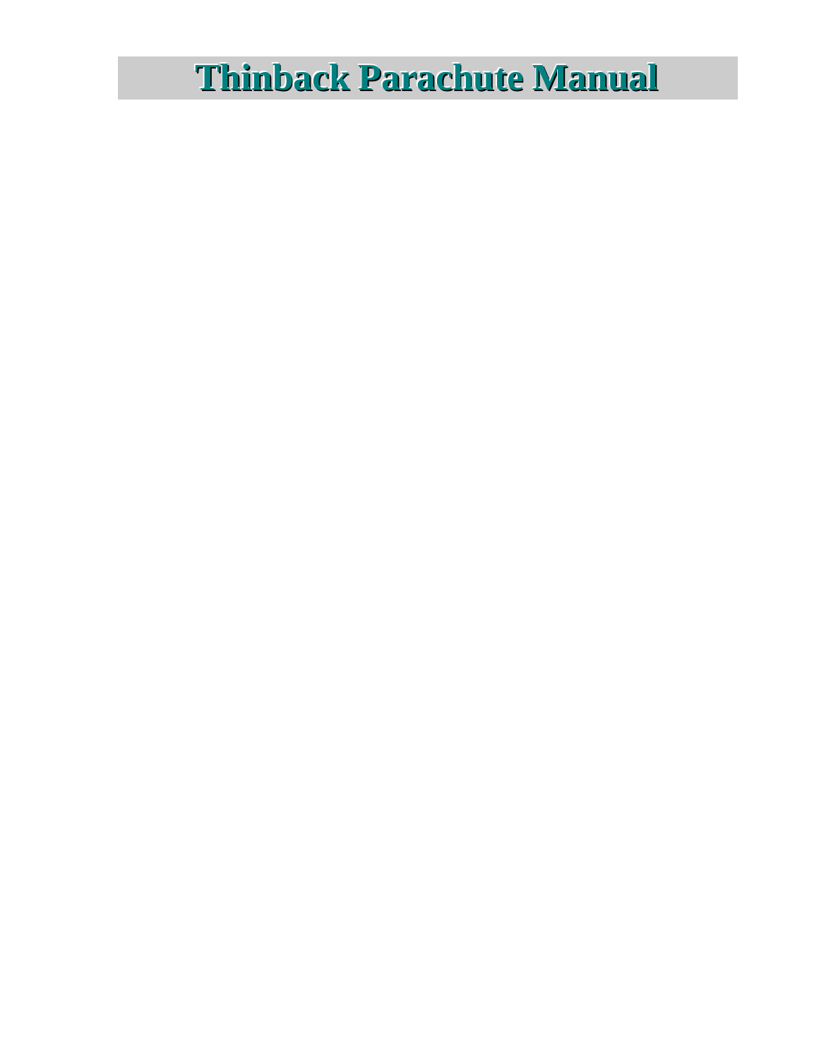# Thinback Parachute Manual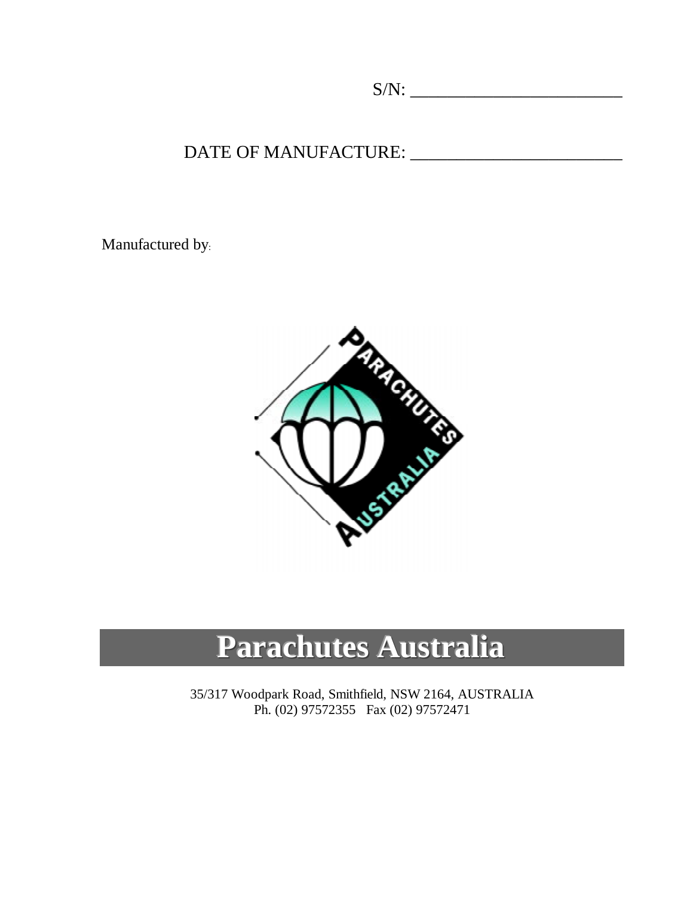S/N: ________________________

DATE OF MANUFACTURE: ________________________

Manufactured by:

# Parachutes Australia

35/317 Woodpark Road, Smithfield, NSW 2164, AUSTRALIA
Ph. (02) 97572355   Fax (02) 97572471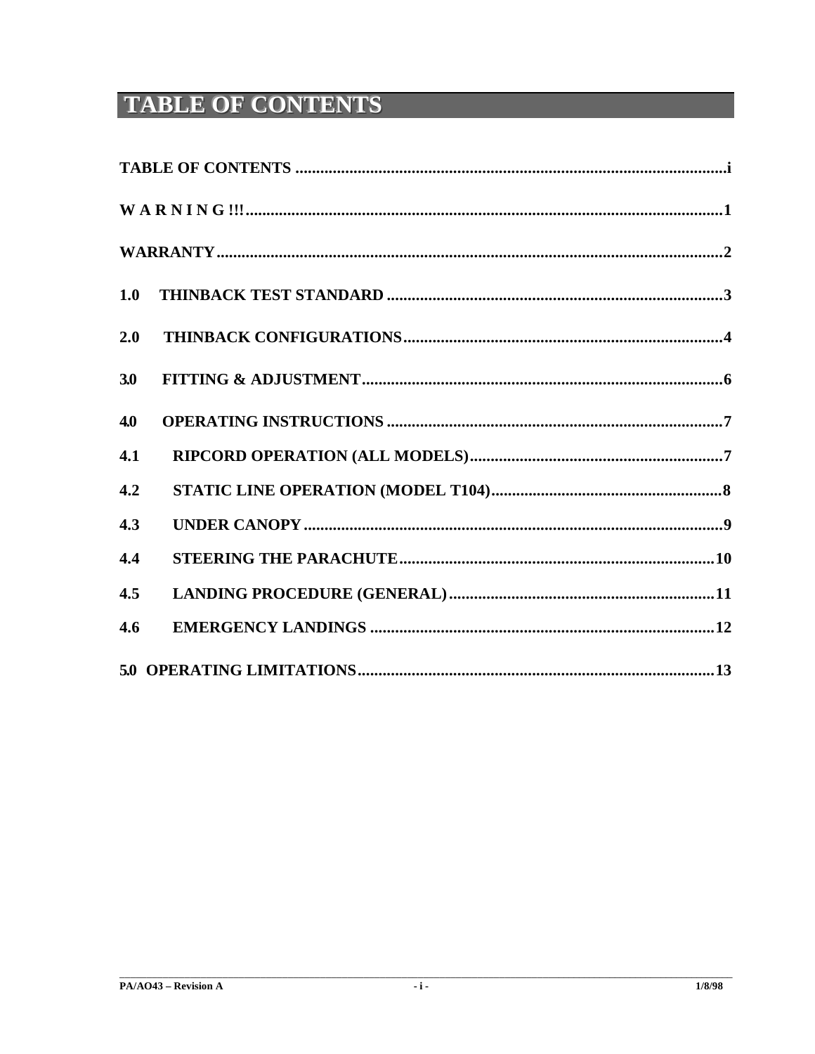# TABLE OF CONTENTS

**TABLE OF CONTENTS** ............................................................ **i**

**W A R N I N G !!!** ............................................................ **1**

**WARRANTY** ............................................................ **2**

**1.0 THINBACK TEST STANDARD** ............................................................ **3**

**2.0 THINBACK CONFIGURATIONS** ............................................................ **4**

**3.0 FITTING & ADJUSTMENT** ............................................................ **6**

**4.0 OPERATING INSTRUCTIONS** ............................................................ **7**

**4.1 RIPCORD OPERATION (ALL MODELS)** ............................................................ **7**

**4.2 STATIC LINE OPERATION (MODEL T104)** ............................................................ **8**

**4.3 UNDER CANOPY** ............................................................ **9**

**4.4 STEERING THE PARACHUTE** ............................................................ **10**

**4.5 LANDING PROCEDURE (GENERAL)** ............................................................ **11**

**4.6 EMERGENCY LANDINGS** ............................................................ **12**

**5.0 OPERATING LIMITATIONS** ............................................................ **13**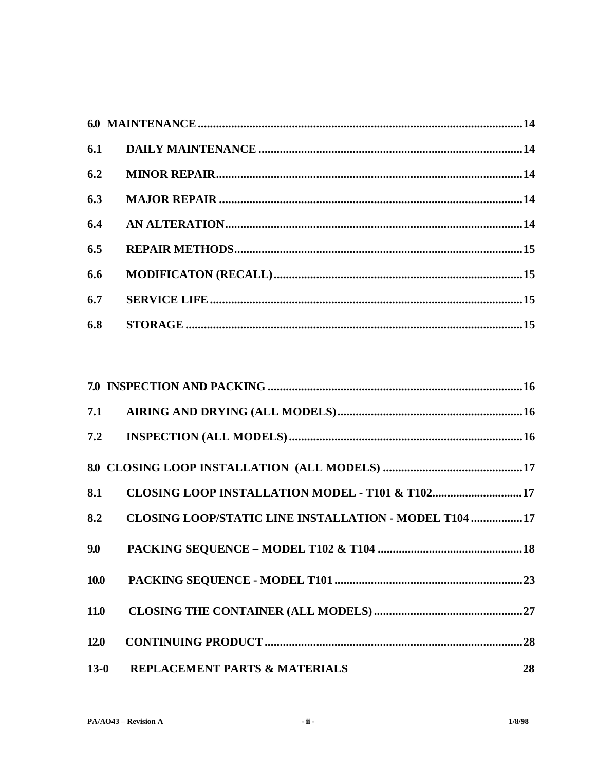| | | |
|---|---|---|
| **6.0 MAINTENANCE** | | **14** |
| **6.1** | **DAILY MAINTENANCE** | **14** |
| **6.2** | **MINOR REPAIR** | **14** |
| **6.3** | **MAJOR REPAIR** | **14** |
| **6.4** | **AN ALTERATION** | **14** |
| **6.5** | **REPAIR METHODS** | **15** |
| **6.6** | **MODIFICATON (RECALL)** | **15** |
| **6.7** | **SERVICE LIFE** | **15** |
| **6.8** | **STORAGE** | **15** |

| | | |
|---|---|---|
| **7.0 INSPECTION AND PACKING** | | **16** |
| **7.1** | **AIRING AND DRYING (ALL MODELS)** | **16** |
| **7.2** | **INSPECTION (ALL MODELS)** | **16** |
| **8.0 CLOSING LOOP INSTALLATION (ALL MODELS)** | | **17** |
| **8.1** | **CLOSING LOOP INSTALLATION MODEL - T101 & T102** | **17** |
| **8.2** | **CLOSING LOOP/STATIC LINE INSTALLATION - MODEL T104** | **17** |
| **9.0** | **PACKING SEQUENCE – MODEL T102 & T104** | **18** |
| **10.0** | **PACKING SEQUENCE - MODEL T101** | **23** |
| **11.0** | **CLOSING THE CONTAINER (ALL MODELS)** | **27** |
| **12.0** | **CONTINUING PRODUCT** | **28** |
| **13-0** | **REPLACEMENT PARTS & MATERIALS** | **28** |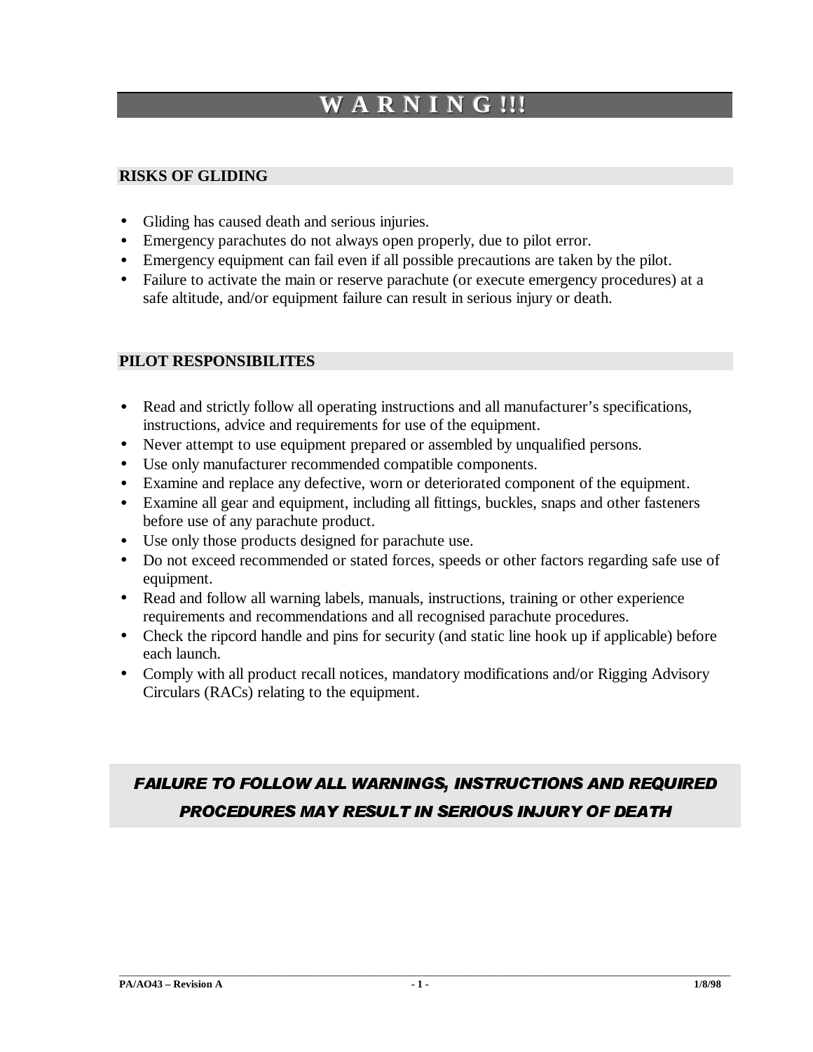# W A R N I N G !!!

## RISKS OF GLIDING

- Gliding has caused death and serious injuries.
- Emergency parachutes do not always open properly, due to pilot error.
- Emergency equipment can fail even if all possible precautions are taken by the pilot.
- Failure to activate the main or reserve parachute (or execute emergency procedures) at a safe altitude, and/or equipment failure can result in serious injury or death.

## PILOT RESPONSIBILITES

- Read and strictly follow all operating instructions and all manufacturer's specifications, instructions, advice and requirements for use of the equipment.
- Never attempt to use equipment prepared or assembled by unqualified persons.
- Use only manufacturer recommended compatible components.
- Examine and replace any defective, worn or deteriorated component of the equipment.
- Examine all gear and equipment, including all fittings, buckles, snaps and other fasteners before use of any parachute product.
- Use only those products designed for parachute use.
- Do not exceed recommended or stated forces, speeds or other factors regarding safe use of equipment.
- Read and follow all warning labels, manuals, instructions, training or other experience requirements and recommendations and all recognised parachute procedures.
- Check the ripcord handle and pins for security (and static line hook up if applicable) before each launch.
- Comply with all product recall notices, mandatory modifications and/or Rigging Advisory Circulars (RACs) relating to the equipment.

***FAILURE TO FOLLOW ALL WARNINGS, INSTRUCTIONS AND REQUIRED PROCEDURES MAY RESULT IN SERIOUS INJURY OF DEATH***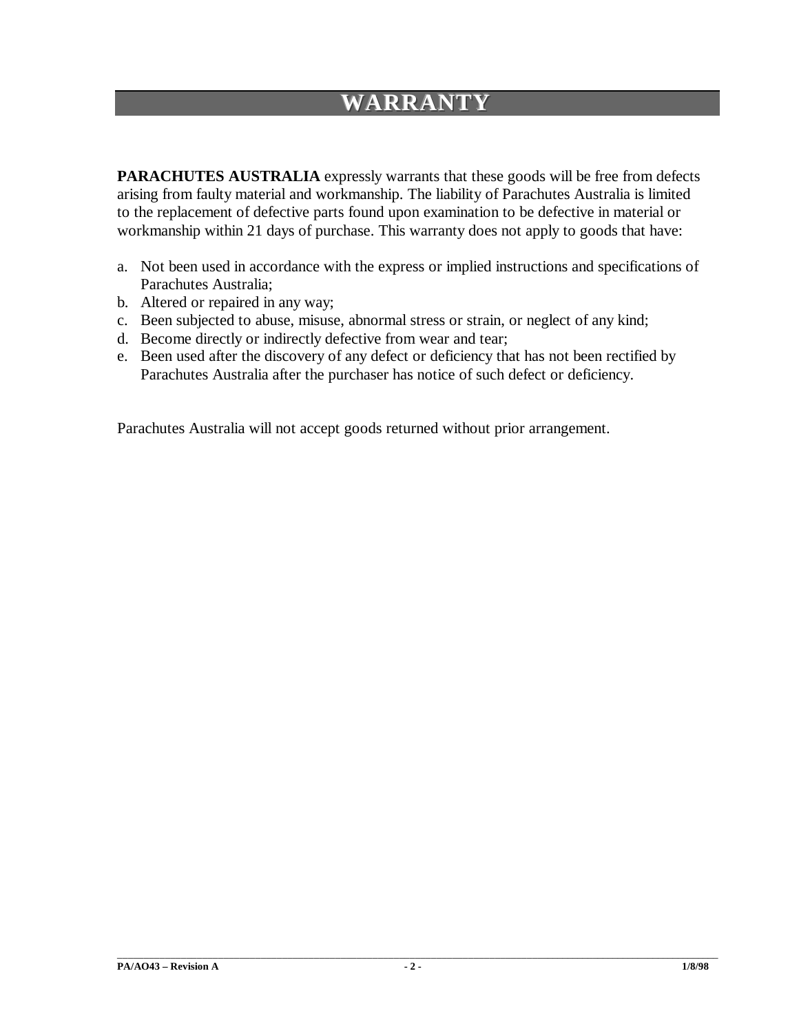# WARRANTY

**PARACHUTES AUSTRALIA** expressly warrants that these goods will be free from defects arising from faulty material and workmanship. The liability of Parachutes Australia is limited to the replacement of defective parts found upon examination to be defective in material or workmanship within 21 days of purchase. This warranty does not apply to goods that have:

a. Not been used in accordance with the express or implied instructions and specifications of Parachutes Australia;
b. Altered or repaired in any way;
c. Been subjected to abuse, misuse, abnormal stress or strain, or neglect of any kind;
d. Become directly or indirectly defective from wear and tear;
e. Been used after the discovery of any defect or deficiency that has not been rectified by Parachutes Australia after the purchaser has notice of such defect or deficiency.

Parachutes Australia will not accept goods returned without prior arrangement.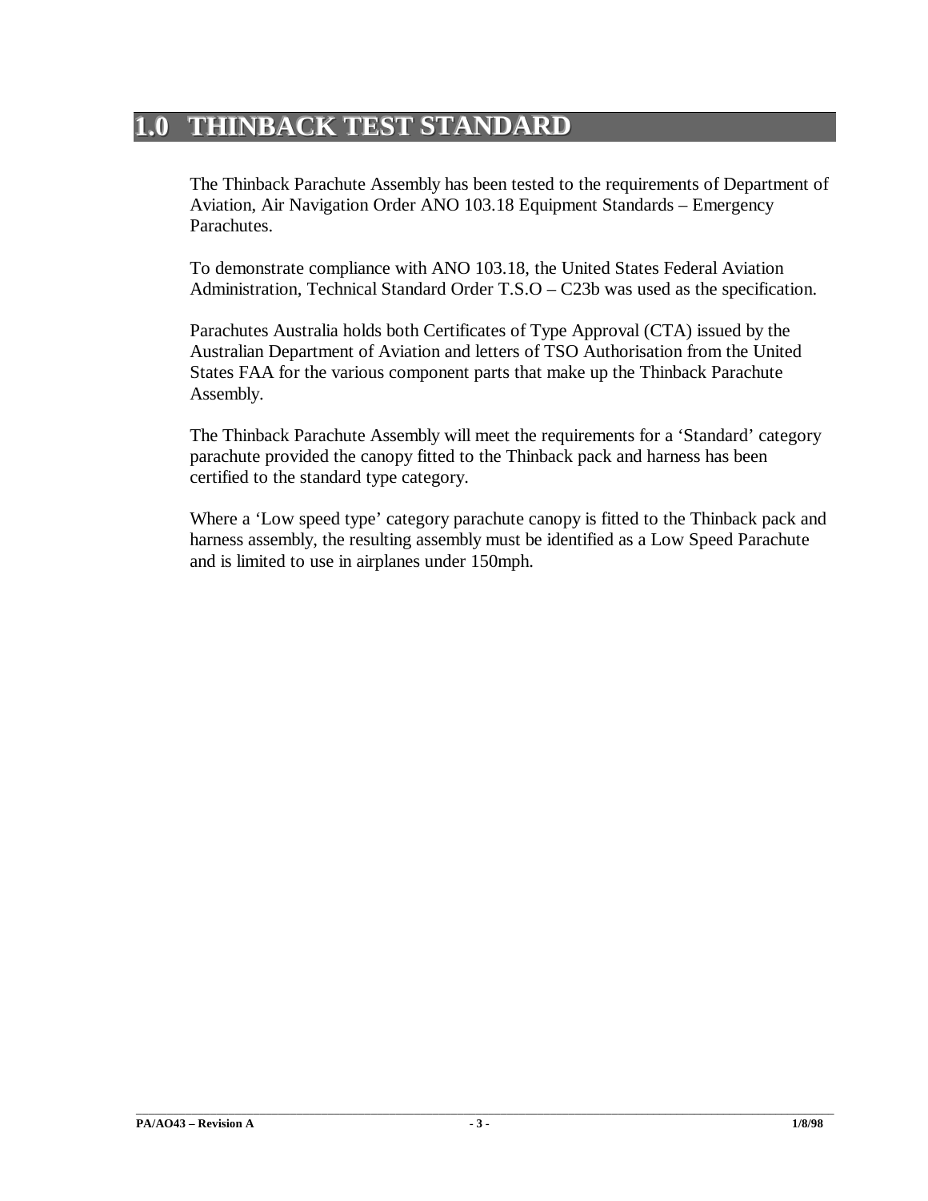# 1.0 THINBACK TEST STANDARD

The Thinback Parachute Assembly has been tested to the requirements of Department of Aviation, Air Navigation Order ANO 103.18 Equipment Standards – Emergency Parachutes.

To demonstrate compliance with ANO 103.18, the United States Federal Aviation Administration, Technical Standard Order T.S.O – C23b was used as the specification.

Parachutes Australia holds both Certificates of Type Approval (CTA) issued by the Australian Department of Aviation and letters of TSO Authorisation from the United States FAA for the various component parts that make up the Thinback Parachute Assembly.

The Thinback Parachute Assembly will meet the requirements for a 'Standard' category parachute provided the canopy fitted to the Thinback pack and harness has been certified to the standard type category.

Where a 'Low speed type' category parachute canopy is fitted to the Thinback pack and harness assembly, the resulting assembly must be identified as a Low Speed Parachute and is limited to use in airplanes under 150mph.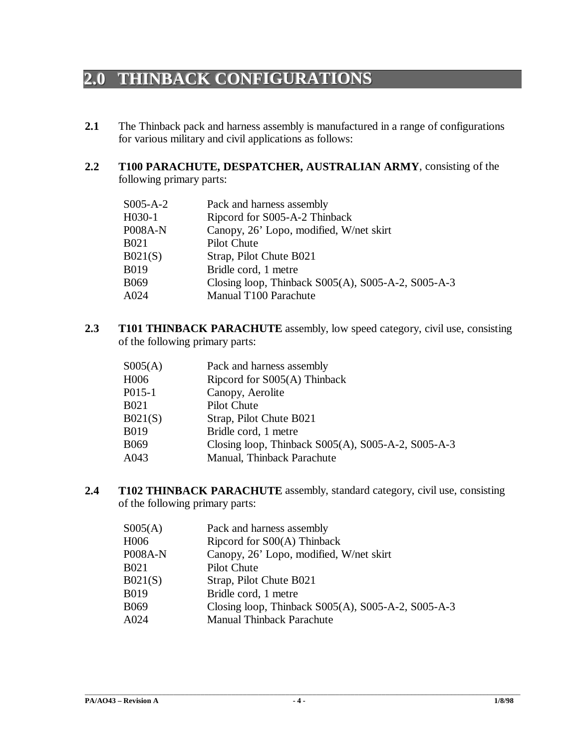# 2.0 THINBACK CONFIGURATIONS

**2.1** The Thinback pack and harness assembly is manufactured in a range of configurations for various military and civil applications as follows:

**2.2** **T100 PARACHUTE, DESPATCHER, AUSTRALIAN ARMY**, consisting of the following primary parts:

| | |
|---|---|
| S005-A-2 | Pack and harness assembly |
| H030-1 | Ripcord for S005-A-2 Thinback |
| P008A-N | Canopy, 26' Lopo, modified, W/net skirt |
| B021 | Pilot Chute |
| B021(S) | Strap, Pilot Chute B021 |
| B019 | Bridle cord, 1 metre |
| B069 | Closing loop, Thinback S005(A), S005-A-2, S005-A-3 |
| A024 | Manual T100 Parachute |

**2.3** **T101 THINBACK PARACHUTE** assembly, low speed category, civil use, consisting of the following primary parts:

| | |
|---|---|
| S005(A) | Pack and harness assembly |
| H006 | Ripcord for S005(A) Thinback |
| P015-1 | Canopy, Aerolite |
| B021 | Pilot Chute |
| B021(S) | Strap, Pilot Chute B021 |
| B019 | Bridle cord, 1 metre |
| B069 | Closing loop, Thinback S005(A), S005-A-2, S005-A-3 |
| A043 | Manual, Thinback Parachute |

**2.4** **T102 THINBACK PARACHUTE** assembly, standard category, civil use, consisting of the following primary parts:

| | |
|---|---|
| S005(A) | Pack and harness assembly |
| H006 | Ripcord for S00(A) Thinback |
| P008A-N | Canopy, 26' Lopo, modified, W/net skirt |
| B021 | Pilot Chute |
| B021(S) | Strap, Pilot Chute B021 |
| B019 | Bridle cord, 1 metre |
| B069 | Closing loop, Thinback S005(A), S005-A-2, S005-A-3 |
| A024 | Manual Thinback Parachute |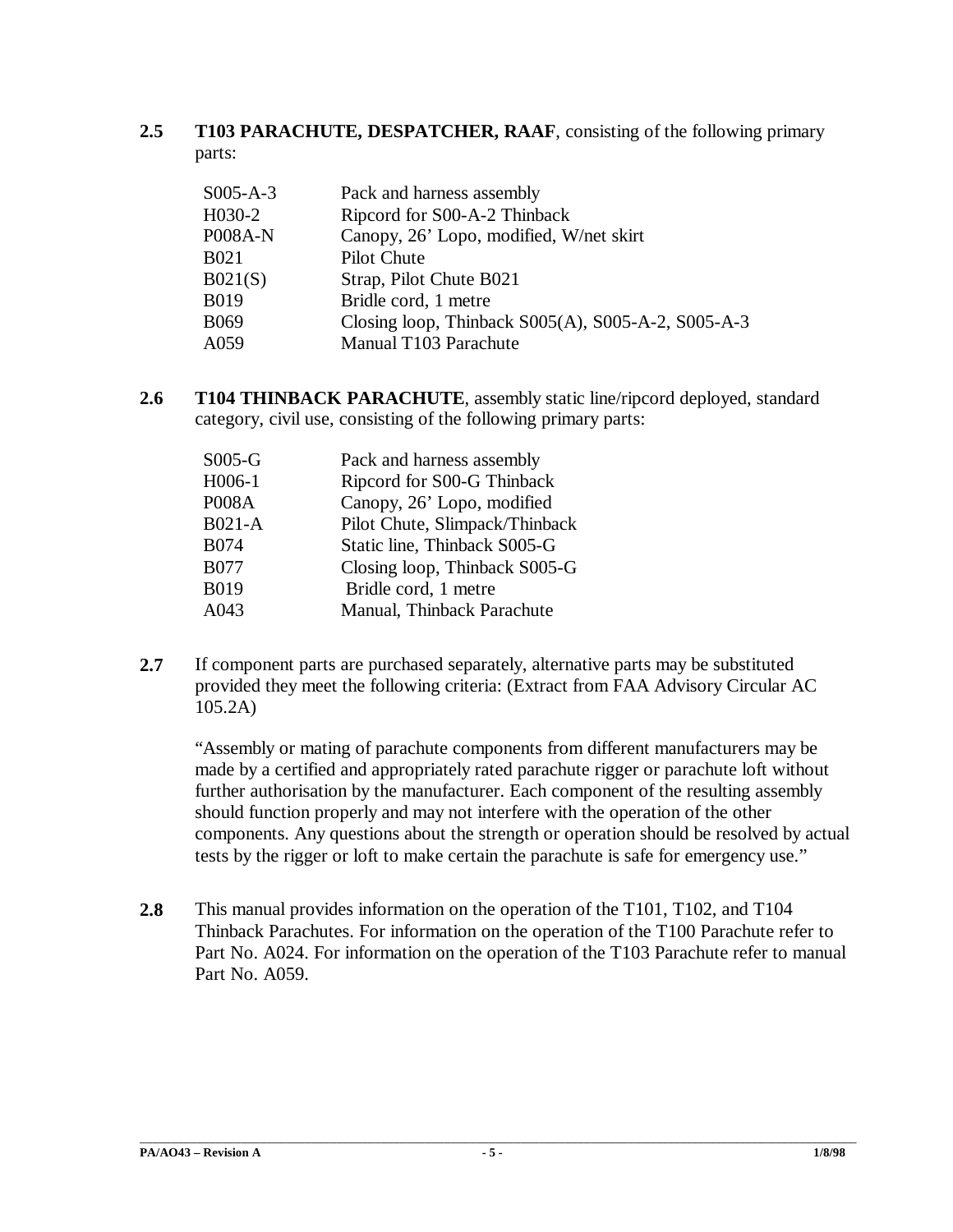**2.5 T103 PARACHUTE, DESPATCHER, RAAF**, consisting of the following primary parts:

| | |
|---|---|
| S005-A-3 | Pack and harness assembly |
| H030-2 | Ripcord for S00-A-2 Thinback |
| P008A-N | Canopy, 26' Lopo, modified, W/net skirt |
| B021 | Pilot Chute |
| B021(S) | Strap, Pilot Chute B021 |
| B019 | Bridle cord, 1 metre |
| B069 | Closing loop, Thinback S005(A), S005-A-2, S005-A-3 |
| A059 | Manual T103 Parachute |

**2.6 T104 THINBACK PARACHUTE**, assembly static line/ripcord deployed, standard category, civil use, consisting of the following primary parts:

| | |
|---|---|
| S005-G | Pack and harness assembly |
| H006-1 | Ripcord for S00-G Thinback |
| P008A | Canopy, 26' Lopo, modified |
| B021-A | Pilot Chute, Slimpack/Thinback |
| B074 | Static line, Thinback S005-G |
| B077 | Closing loop, Thinback S005-G |
| B019 | Bridle cord, 1 metre |
| A043 | Manual, Thinback Parachute |

**2.7** If component parts are purchased separately, alternative parts may be substituted provided they meet the following criteria: (Extract from FAA Advisory Circular AC 105.2A)

"Assembly or mating of parachute components from different manufacturers may be made by a certified and appropriately rated parachute rigger or parachute loft without further authorisation by the manufacturer. Each component of the resulting assembly should function properly and may not interfere with the operation of the other components. Any questions about the strength or operation should be resolved by actual tests by the rigger or loft to make certain the parachute is safe for emergency use."

**2.8** This manual provides information on the operation of the T101, T102, and T104 Thinback Parachutes. For information on the operation of the T100 Parachute refer to Part No. A024. For information on the operation of the T103 Parachute refer to manual Part No. A059.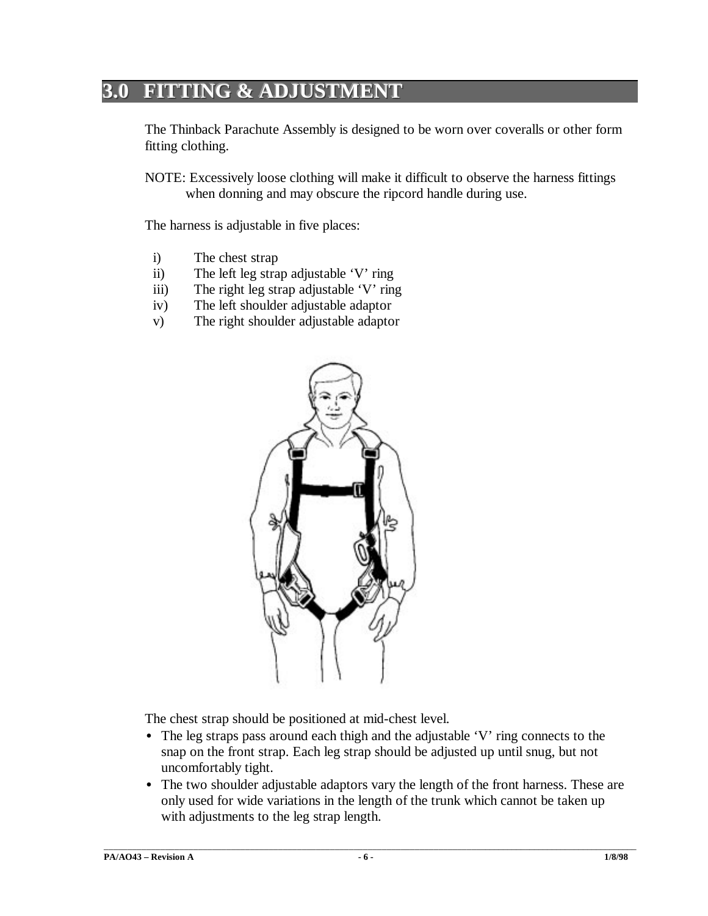## 3.0 FITTING & ADJUSTMENT

The Thinback Parachute Assembly is designed to be worn over coveralls or other form fitting clothing.

NOTE: Excessively loose clothing will make it difficult to observe the harness fittings when donning and may obscure the ripcord handle during use.

The harness is adjustable in five places:

i) The chest strap
ii) The left leg strap adjustable 'V' ring
iii) The right leg strap adjustable 'V' ring
iv) The left shoulder adjustable adaptor
v) The right shoulder adjustable adaptor

The chest strap should be positioned at mid-chest level.

- The leg straps pass around each thigh and the adjustable 'V' ring connects to the snap on the front strap. Each leg strap should be adjusted up until snug, but not uncomfortably tight.
- The two shoulder adjustable adaptors vary the length of the front harness. These are only used for wide variations in the length of the trunk which cannot be taken up with adjustments to the leg strap length.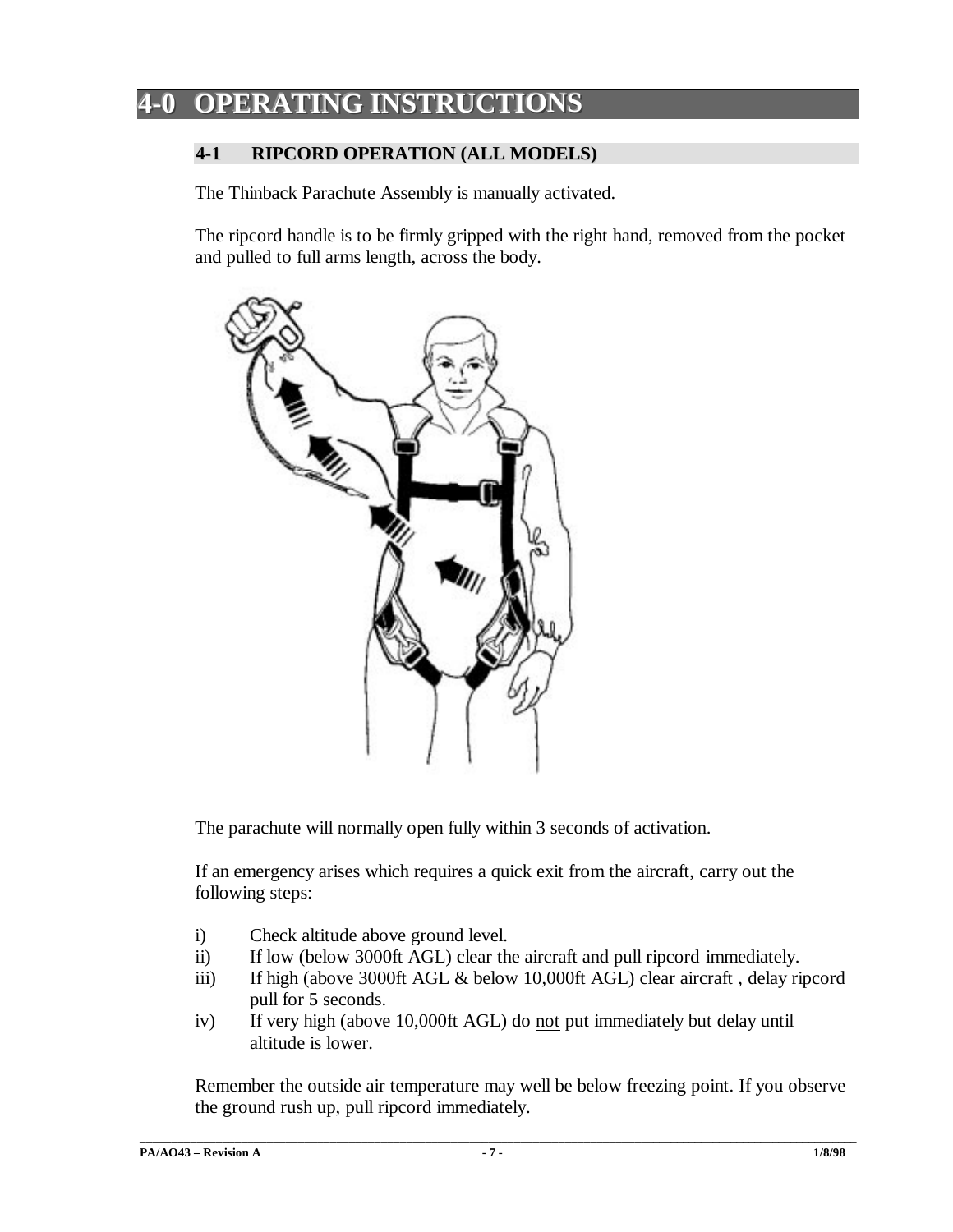# 4-0 OPERATING INSTRUCTIONS

## 4-1 RIPCORD OPERATION (ALL MODELS)

The Thinback Parachute Assembly is manually activated.

The ripcord handle is to be firmly gripped with the right hand, removed from the pocket and pulled to full arms length, across the body.

The parachute will normally open fully within 3 seconds of activation.

If an emergency arises which requires a quick exit from the aircraft, carry out the following steps:

i) Check altitude above ground level.
ii) If low (below 3000ft AGL) clear the aircraft and pull ripcord immediately.
iii) If high (above 3000ft AGL & below 10,000ft AGL) clear aircraft , delay ripcord pull for 5 seconds.
iv) If very high (above 10,000ft AGL) do <u>not</u> put immediately but delay until altitude is lower.

Remember the outside air temperature may well be below freezing point. If you observe the ground rush up, pull ripcord immediately.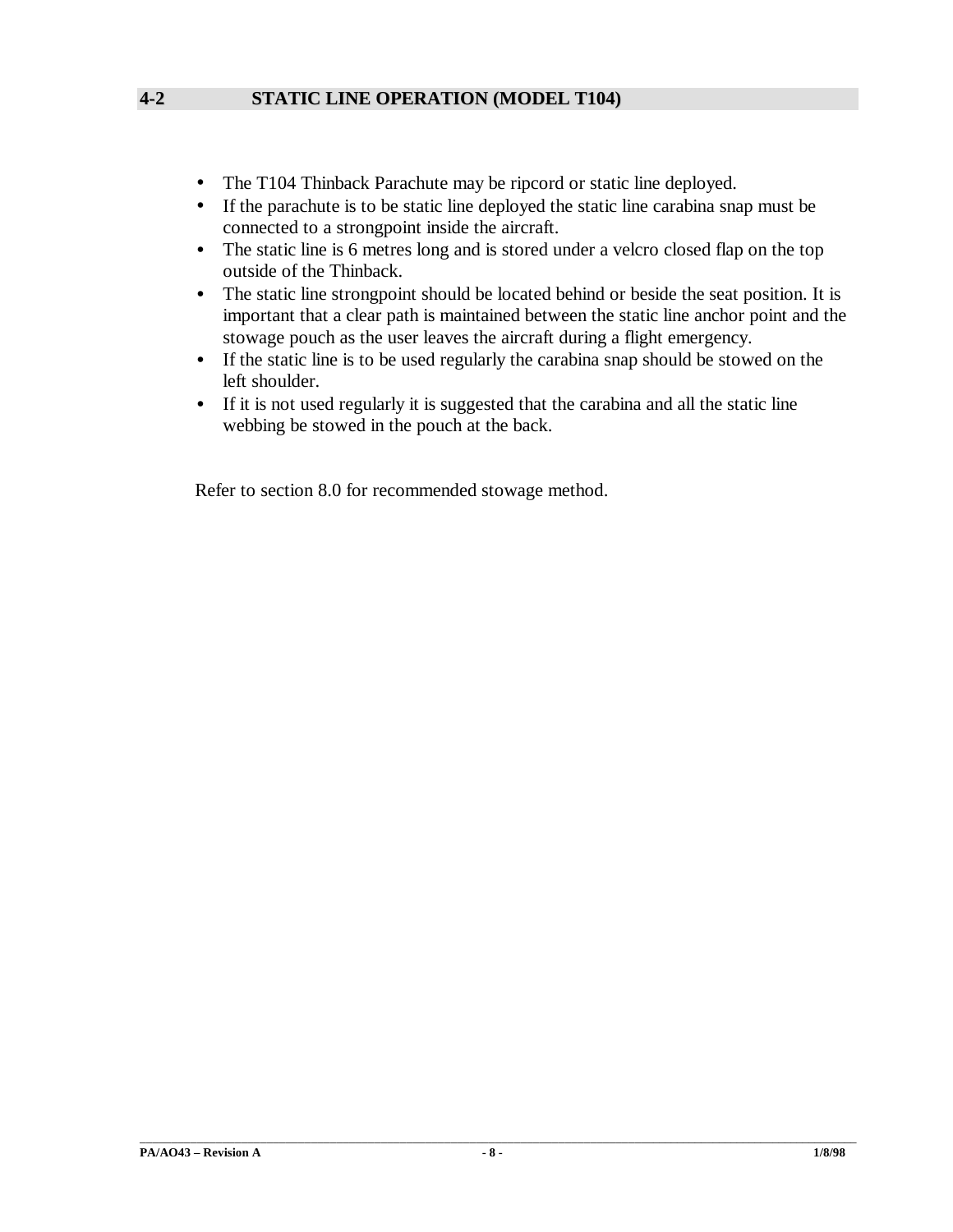## 4-2 STATIC LINE OPERATION (MODEL T104)

- The T104 Thinback Parachute may be ripcord or static line deployed.
- If the parachute is to be static line deployed the static line carabina snap must be connected to a strongpoint inside the aircraft.
- The static line is 6 metres long and is stored under a velcro closed flap on the top outside of the Thinback.
- The static line strongpoint should be located behind or beside the seat position. It is important that a clear path is maintained between the static line anchor point and the stowage pouch as the user leaves the aircraft during a flight emergency.
- If the static line is to be used regularly the carabina snap should be stowed on the left shoulder.
- If it is not used regularly it is suggested that the carabina and all the static line webbing be stowed in the pouch at the back.

Refer to section 8.0 for recommended stowage method.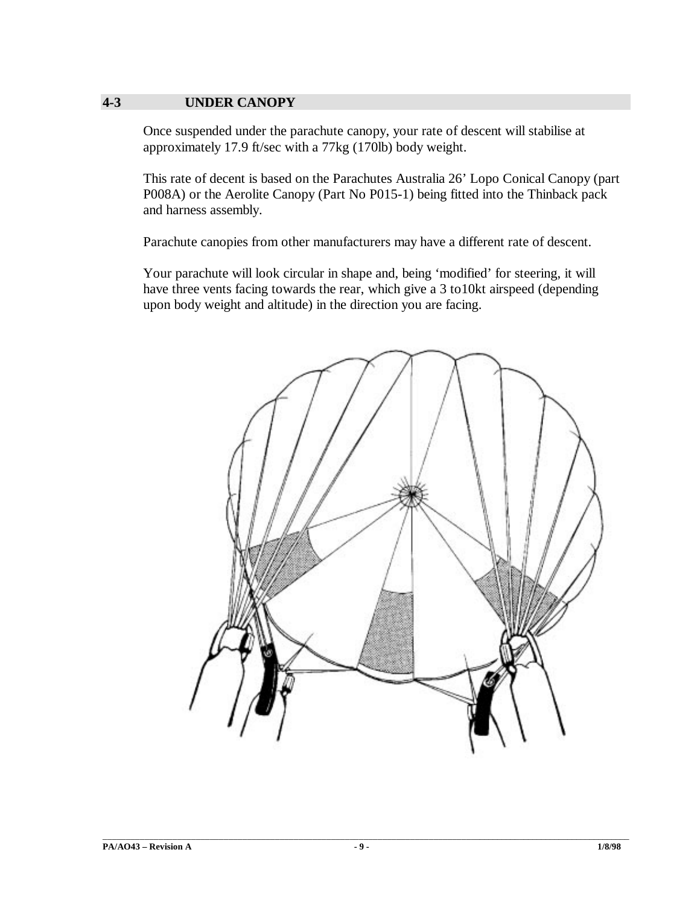## 4-3 UNDER CANOPY

Once suspended under the parachute canopy, your rate of descent will stabilise at approximately 17.9 ft/sec with a 77kg (170lb) body weight.

This rate of decent is based on the Parachutes Australia 26' Lopo Conical Canopy (part P008A) or the Aerolite Canopy (Part No P015-1) being fitted into the Thinback pack and harness assembly.

Parachute canopies from other manufacturers may have a different rate of descent.

Your parachute will look circular in shape and, being 'modified' for steering, it will have three vents facing towards the rear, which give a 3 to10kt airspeed (depending upon body weight and altitude) in the direction you are facing.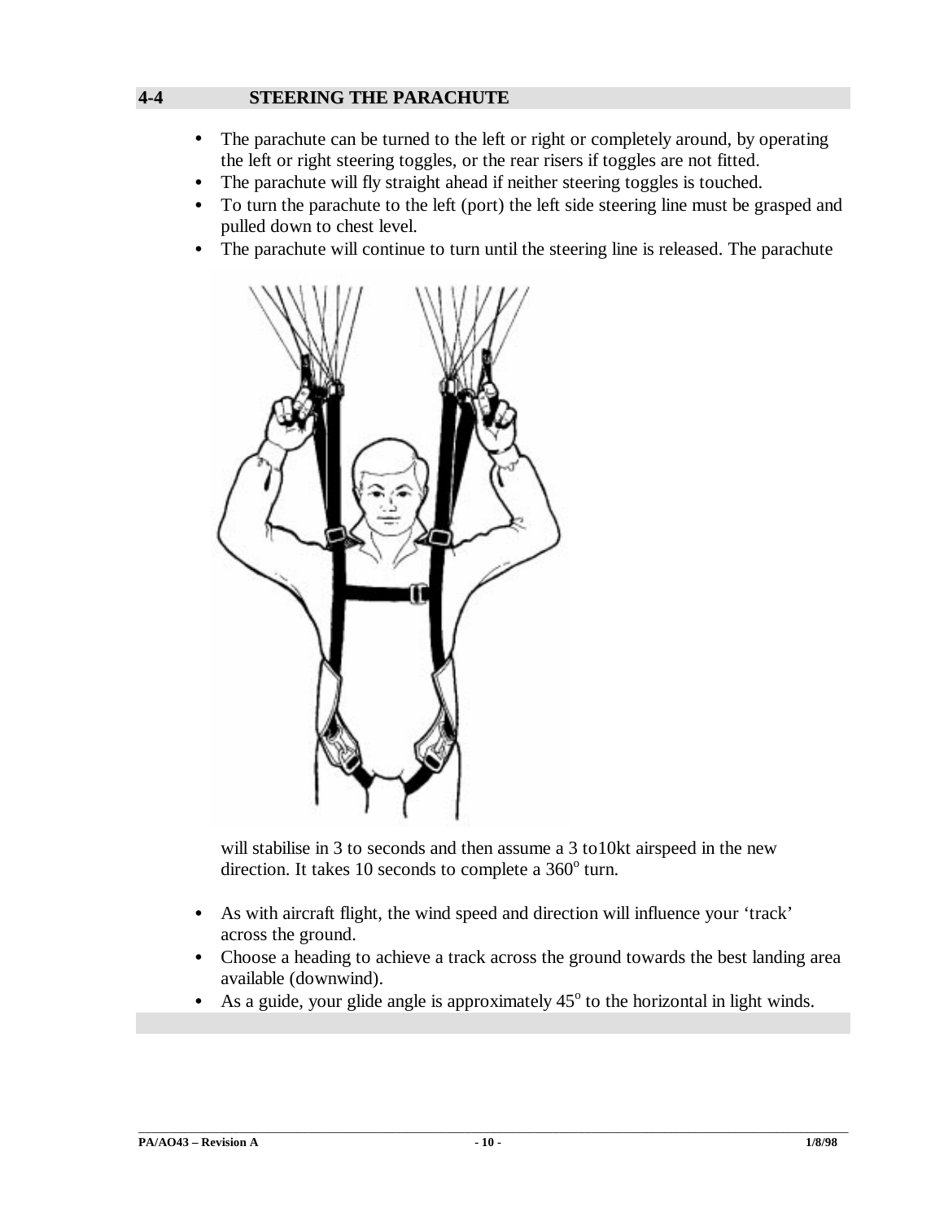## 4-4 STEERING THE PARACHUTE

- The parachute can be turned to the left or right or completely around, by operating the left or right steering toggles, or the rear risers if toggles are not fitted.
- The parachute will fly straight ahead if neither steering toggles is touched.
- To turn the parachute to the left (port) the left side steering line must be grasped and pulled down to chest level.
- The parachute will continue to turn until the steering line is released. The parachute will stabilise in 3 to seconds and then assume a 3 to10kt airspeed in the new direction. It takes 10 seconds to complete a 360$^{o}$ turn.

- As with aircraft flight, the wind speed and direction will influence your 'track' across the ground.
- Choose a heading to achieve a track across the ground towards the best landing area available (downwind).
- As a guide, your glide angle is approximately 45$^{o}$ to the horizontal in light winds.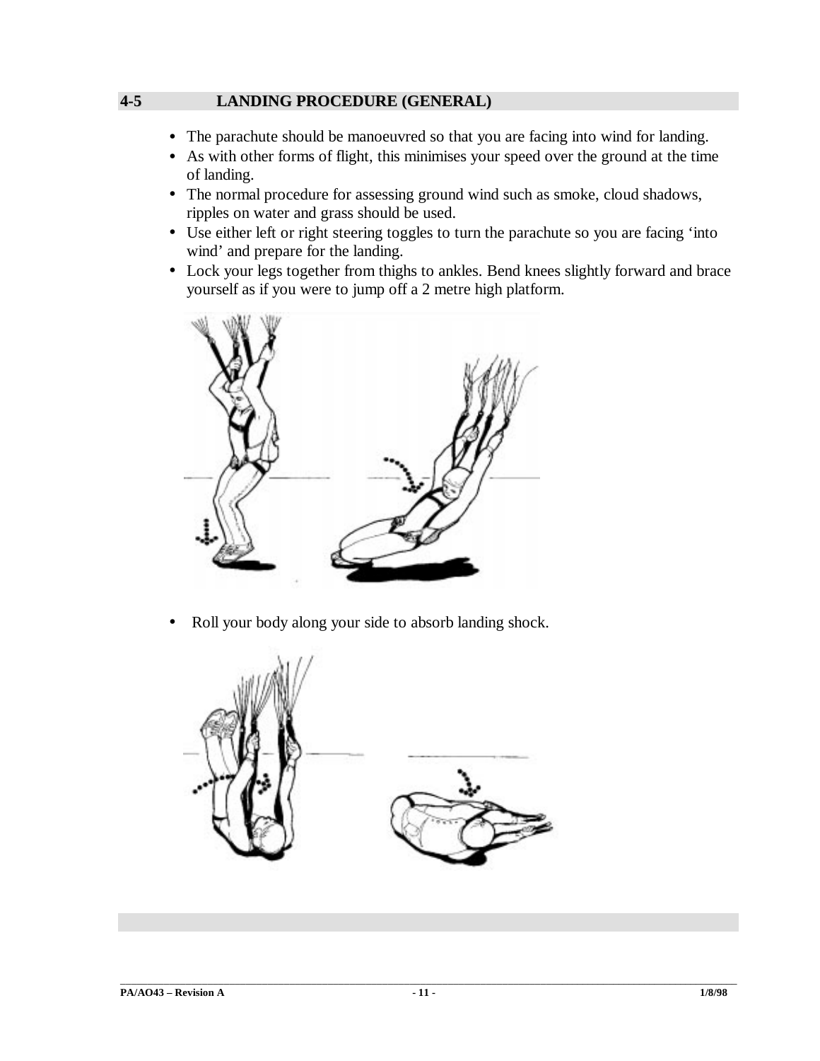## 4-5 LANDING PROCEDURE (GENERAL)

- The parachute should be manoeuvred so that you are facing into wind for landing.
- As with other forms of flight, this minimises your speed over the ground at the time of landing.
- The normal procedure for assessing ground wind such as smoke, cloud shadows, ripples on water and grass should be used.
- Use either left or right steering toggles to turn the parachute so you are facing 'into wind' and prepare for the landing.
- Lock your legs together from thighs to ankles. Bend knees slightly forward and brace yourself as if you were to jump off a 2 metre high platform.

- Roll your body along your side to absorb landing shock.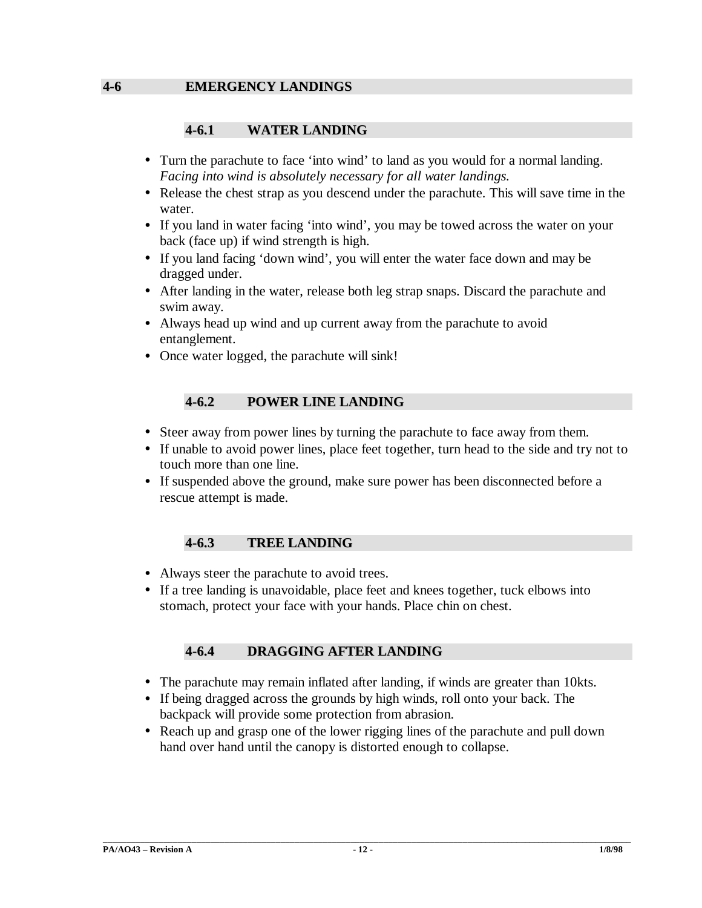## 4-6 EMERGENCY LANDINGS

### 4-6.1 WATER LANDING

- Turn the parachute to face 'into wind' to land as you would for a normal landing. *Facing into wind is absolutely necessary for all water landings.*
- Release the chest strap as you descend under the parachute. This will save time in the water.
- If you land in water facing 'into wind', you may be towed across the water on your back (face up) if wind strength is high.
- If you land facing 'down wind', you will enter the water face down and may be dragged under.
- After landing in the water, release both leg strap snaps. Discard the parachute and swim away.
- Always head up wind and up current away from the parachute to avoid entanglement.
- Once water logged, the parachute will sink!

### 4-6.2 POWER LINE LANDING

- Steer away from power lines by turning the parachute to face away from them.
- If unable to avoid power lines, place feet together, turn head to the side and try not to touch more than one line.
- If suspended above the ground, make sure power has been disconnected before a rescue attempt is made.

### 4-6.3 TREE LANDING

- Always steer the parachute to avoid trees.
- If a tree landing is unavoidable, place feet and knees together, tuck elbows into stomach, protect your face with your hands. Place chin on chest.

### 4-6.4 DRAGGING AFTER LANDING

- The parachute may remain inflated after landing, if winds are greater than 10kts.
- If being dragged across the grounds by high winds, roll onto your back. The backpack will provide some protection from abrasion.
- Reach up and grasp one of the lower rigging lines of the parachute and pull down hand over hand until the canopy is distorted enough to collapse.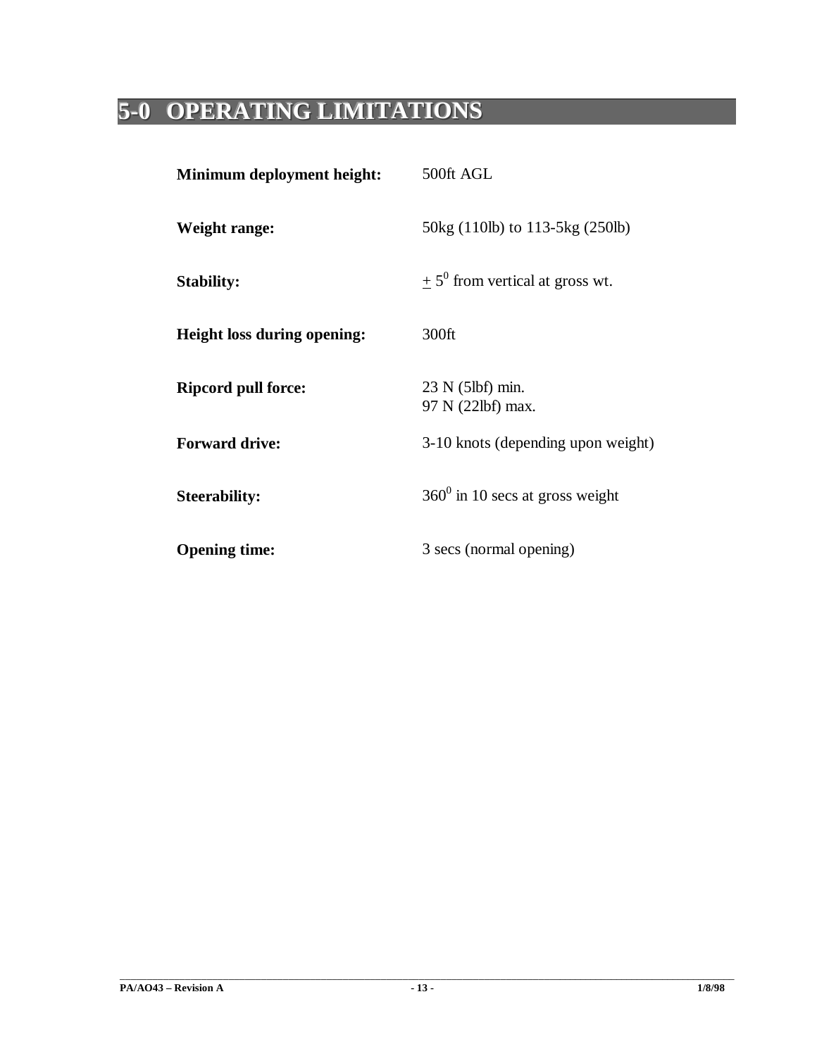# 5-0 OPERATING LIMITATIONS

| | |
|---|---|
| **Minimum deployment height:** | 500ft AGL |
| **Weight range:** | 50kg (110lb) to 113-5kg (250lb) |
| **Stability:** | $\pm$ $5^0$ from vertical at gross wt. |
| **Height loss during opening:** | 300ft |
| **Ripcord pull force:** | 23 N (5lbf) min.<br>97 N (22lbf) max. |
| **Forward drive:** | 3-10 knots (depending upon weight) |
| **Steerability:** | $360^0$ in 10 secs at gross weight |
| **Opening time:** | 3 secs (normal opening) |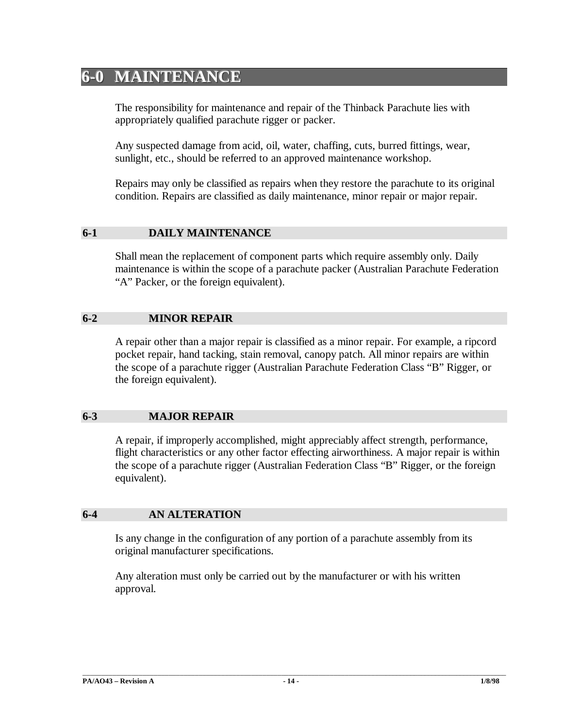# 6-0 MAINTENANCE

The responsibility for maintenance and repair of the Thinback Parachute lies with appropriately qualified parachute rigger or packer.

Any suspected damage from acid, oil, water, chaffing, cuts, burred fittings, wear, sunlight, etc., should be referred to an approved maintenance workshop.

Repairs may only be classified as repairs when they restore the parachute to its original condition. Repairs are classified as daily maintenance, minor repair or major repair.

## 6-1 DAILY MAINTENANCE

Shall mean the replacement of component parts which require assembly only. Daily maintenance is within the scope of a parachute packer (Australian Parachute Federation "A" Packer, or the foreign equivalent).

## 6-2 MINOR REPAIR

A repair other than a major repair is classified as a minor repair. For example, a ripcord pocket repair, hand tacking, stain removal, canopy patch. All minor repairs are within the scope of a parachute rigger (Australian Parachute Federation Class "B" Rigger, or the foreign equivalent).

## 6-3 MAJOR REPAIR

A repair, if improperly accomplished, might appreciably affect strength, performance, flight characteristics or any other factor effecting airworthiness. A major repair is within the scope of a parachute rigger (Australian Federation Class "B" Rigger, or the foreign equivalent).

## 6-4 AN ALTERATION

Is any change in the configuration of any portion of a parachute assembly from its original manufacturer specifications.

Any alteration must only be carried out by the manufacturer or with his written approval.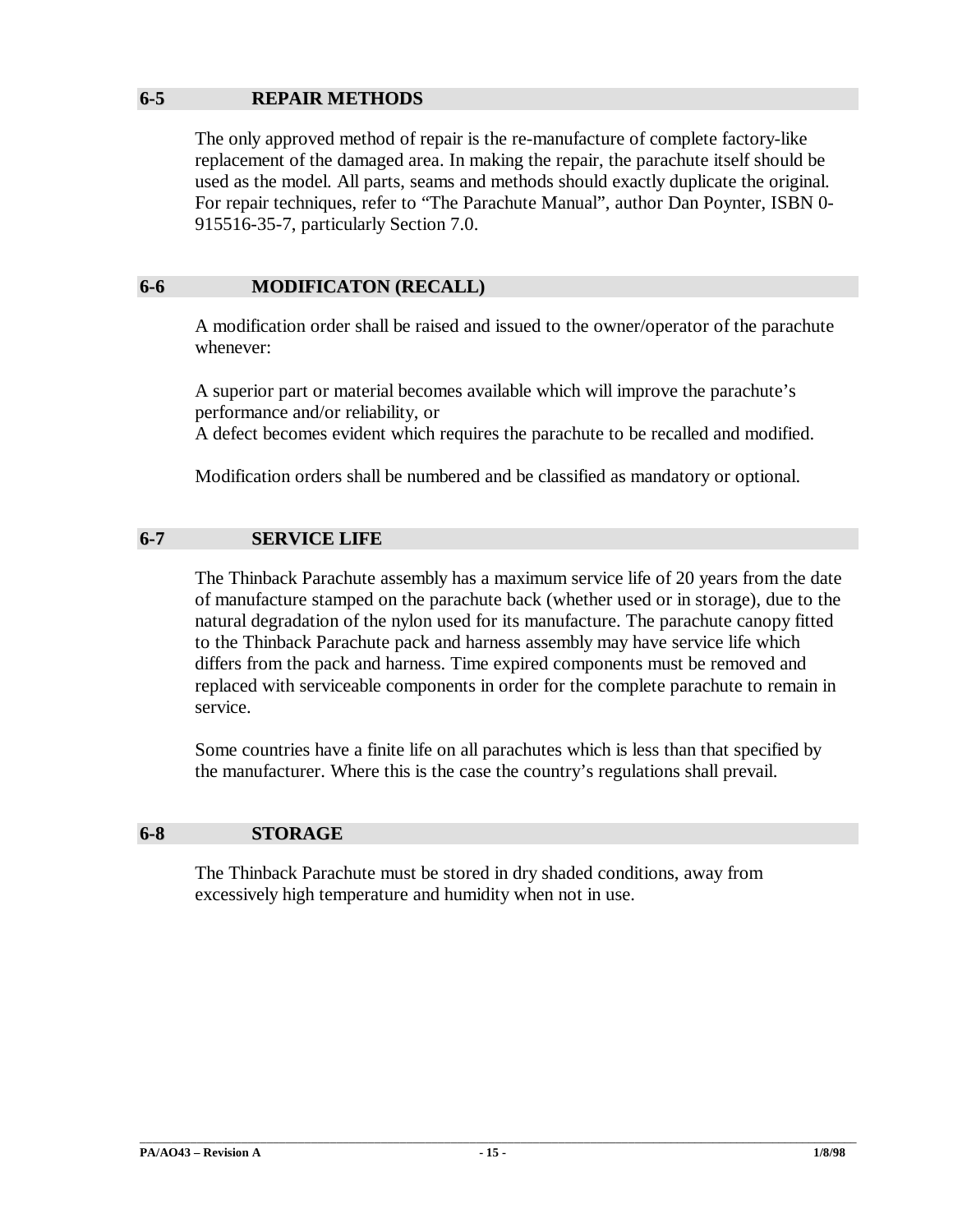## 6-5 REPAIR METHODS

The only approved method of repair is the re-manufacture of complete factory-like replacement of the damaged area. In making the repair, the parachute itself should be used as the model. All parts, seams and methods should exactly duplicate the original. For repair techniques, refer to “The Parachute Manual”, author Dan Poynter, ISBN 0-915516-35-7, particularly Section 7.0.

## 6-6 MODIFICATON (RECALL)

A modification order shall be raised and issued to the owner/operator of the parachute whenever:

A superior part or material becomes available which will improve the parachute’s performance and/or reliability, or
A defect becomes evident which requires the parachute to be recalled and modified.

Modification orders shall be numbered and be classified as mandatory or optional.

## 6-7 SERVICE LIFE

The Thinback Parachute assembly has a maximum service life of 20 years from the date of manufacture stamped on the parachute back (whether used or in storage), due to the natural degradation of the nylon used for its manufacture. The parachute canopy fitted to the Thinback Parachute pack and harness assembly may have service life which differs from the pack and harness. Time expired components must be removed and replaced with serviceable components in order for the complete parachute to remain in service.

Some countries have a finite life on all parachutes which is less than that specified by the manufacturer. Where this is the case the country’s regulations shall prevail.

## 6-8 STORAGE

The Thinback Parachute must be stored in dry shaded conditions, away from excessively high temperature and humidity when not in use.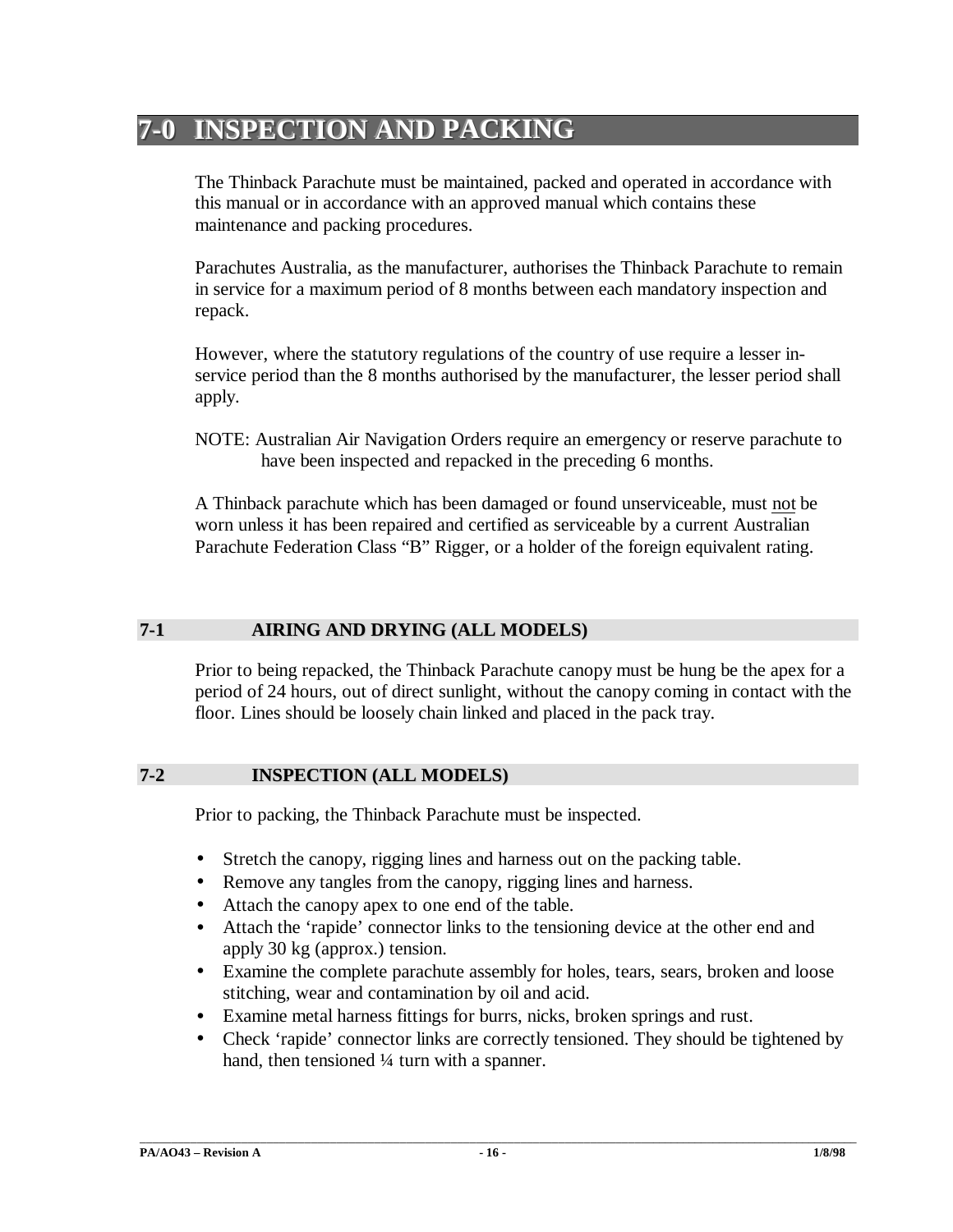# 7-0 INSPECTION AND PACKING

The Thinback Parachute must be maintained, packed and operated in accordance with this manual or in accordance with an approved manual which contains these maintenance and packing procedures.

Parachutes Australia, as the manufacturer, authorises the Thinback Parachute to remain in service for a maximum period of 8 months between each mandatory inspection and repack.

However, where the statutory regulations of the country of use require a lesser in-service period than the 8 months authorised by the manufacturer, the lesser period shall apply.

NOTE: Australian Air Navigation Orders require an emergency or reserve parachute to have been inspected and repacked in the preceding 6 months.

A Thinback parachute which has been damaged or found unserviceable, must <u>not</u> be worn unless it has been repaired and certified as serviceable by a current Australian Parachute Federation Class "B" Rigger, or a holder of the foreign equivalent rating.

## 7-1 AIRING AND DRYING (ALL MODELS)

Prior to being repacked, the Thinback Parachute canopy must be hung be the apex for a period of 24 hours, out of direct sunlight, without the canopy coming in contact with the floor. Lines should be loosely chain linked and placed in the pack tray.

## 7-2 INSPECTION (ALL MODELS)

Prior to packing, the Thinback Parachute must be inspected.

- Stretch the canopy, rigging lines and harness out on the packing table.
- Remove any tangles from the canopy, rigging lines and harness.
- Attach the canopy apex to one end of the table.
- Attach the 'rapide' connector links to the tensioning device at the other end and apply 30 kg (approx.) tension.
- Examine the complete parachute assembly for holes, tears, sears, broken and loose stitching, wear and contamination by oil and acid.
- Examine metal harness fittings for burrs, nicks, broken springs and rust.
- Check 'rapide' connector links are correctly tensioned. They should be tightened by hand, then tensioned ¼ turn with a spanner.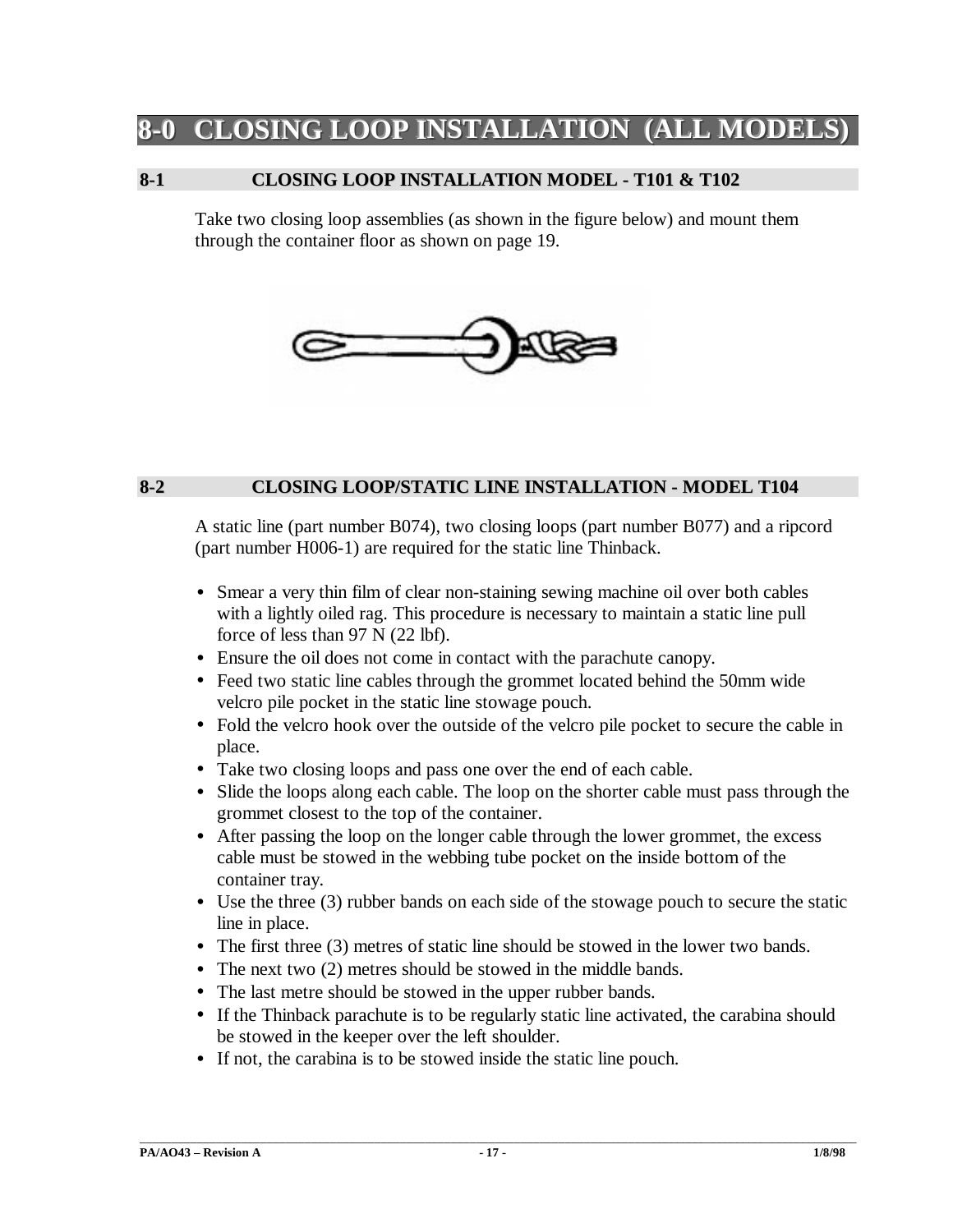# 8-0 CLOSING LOOP INSTALLATION (ALL MODELS)

## 8-1 CLOSING LOOP INSTALLATION MODEL - T101 & T102

Take two closing loop assemblies (as shown in the figure below) and mount them through the container floor as shown on page 19.

## 8-2 CLOSING LOOP/STATIC LINE INSTALLATION - MODEL T104

A static line (part number B074), two closing loops (part number B077) and a ripcord (part number H006-1) are required for the static line Thinback.

- Smear a very thin film of clear non-staining sewing machine oil over both cables with a lightly oiled rag. This procedure is necessary to maintain a static line pull force of less than 97 N (22 lbf).
- Ensure the oil does not come in contact with the parachute canopy.
- Feed two static line cables through the grommet located behind the 50mm wide velcro pile pocket in the static line stowage pouch.
- Fold the velcro hook over the outside of the velcro pile pocket to secure the cable in place.
- Take two closing loops and pass one over the end of each cable.
- Slide the loops along each cable. The loop on the shorter cable must pass through the grommet closest to the top of the container.
- After passing the loop on the longer cable through the lower grommet, the excess cable must be stowed in the webbing tube pocket on the inside bottom of the container tray.
- Use the three (3) rubber bands on each side of the stowage pouch to secure the static line in place.
- The first three (3) metres of static line should be stowed in the lower two bands.
- The next two (2) metres should be stowed in the middle bands.
- The last metre should be stowed in the upper rubber bands.
- If the Thinback parachute is to be regularly static line activated, the carabina should be stowed in the keeper over the left shoulder.
- If not, the carabina is to be stowed inside the static line pouch.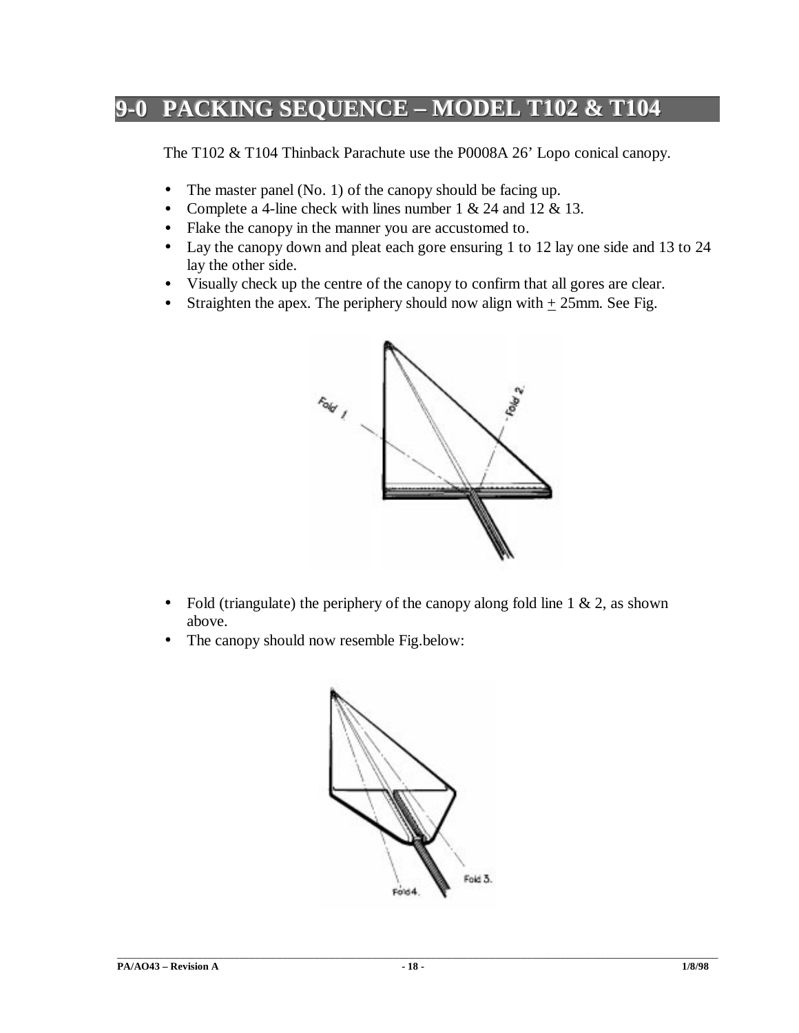# 9-0 PACKING SEQUENCE – MODEL T102 & T104

The T102 & T104 Thinback Parachute use the P0008A 26' Lopo conical canopy.

- The master panel (No. 1) of the canopy should be facing up.
- Complete a 4-line check with lines number 1 & 24 and 12 & 13.
- Flake the canopy in the manner you are accustomed to.
- Lay the canopy down and pleat each gore ensuring 1 to 12 lay one side and 13 to 24 lay the other side.
- Visually check up the centre of the canopy to confirm that all gores are clear.
- Straighten the apex. The periphery should now align with ± 25mm. See Fig.

- Fold (triangulate) the periphery of the canopy along fold line 1 & 2, as shown above.
- The canopy should now resemble Fig.below: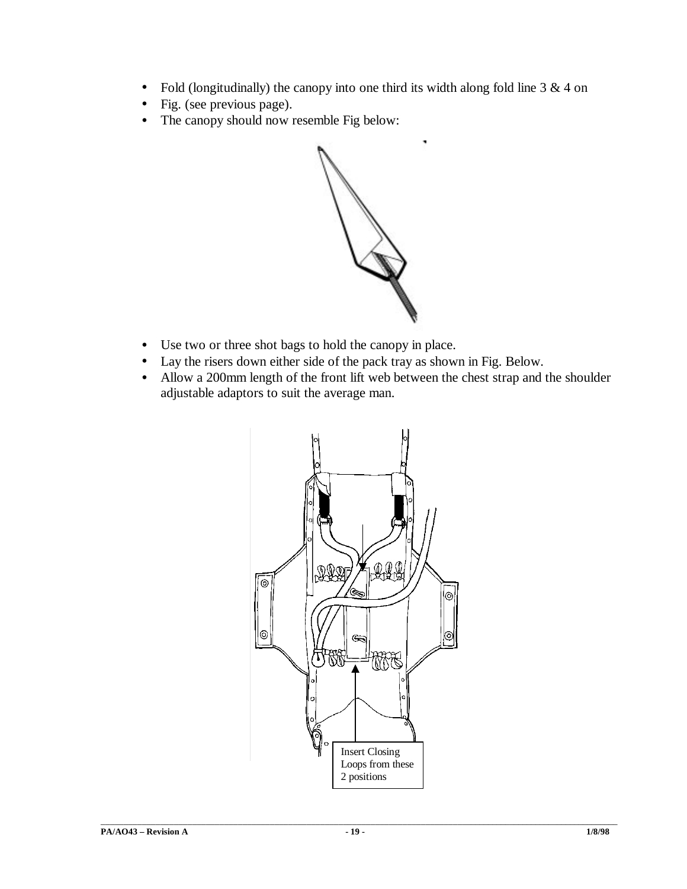- Fold (longitudinally) the canopy into one third its width along fold line 3 & 4 on
- Fig. (see previous page).
- The canopy should now resemble Fig below:

- Use two or three shot bags to hold the canopy in place.
- Lay the risers down either side of the pack tray as shown in Fig. Below.
- Allow a 200mm length of the front lift web between the chest strap and the shoulder adjustable adaptors to suit the average man.

Insert Closing Loops from these 2 positions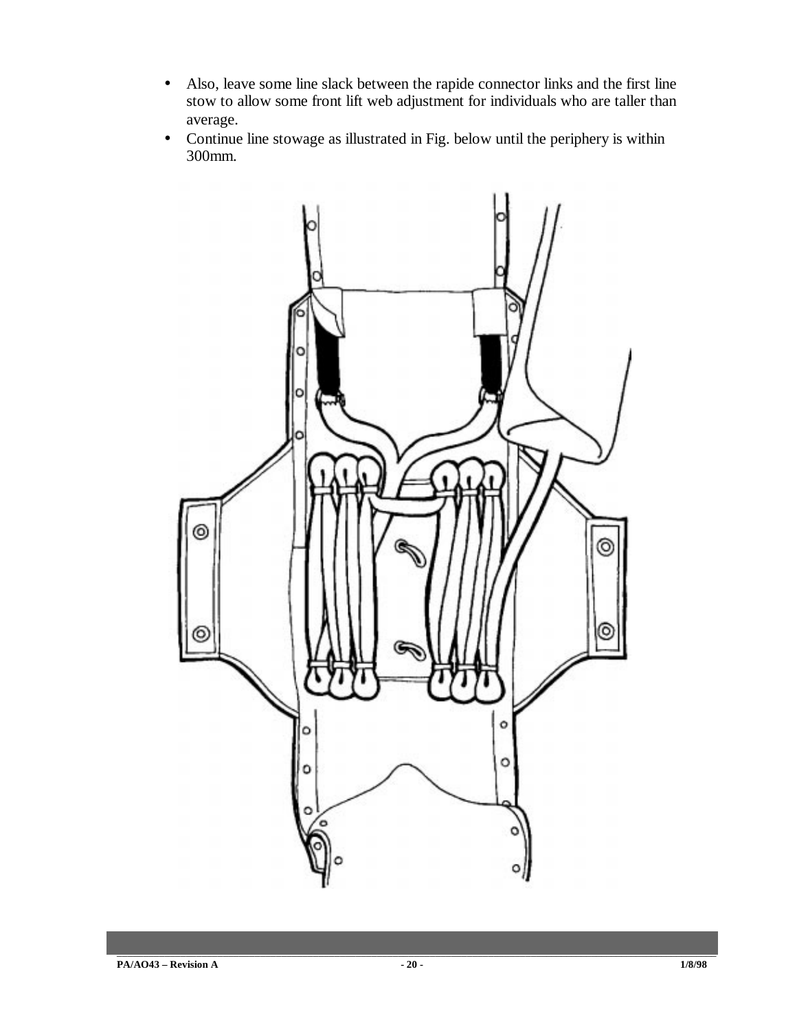- Also, leave some line slack between the rapide connector links and the first line stow to allow some front lift web adjustment for individuals who are taller than average.
- Continue line stowage as illustrated in Fig. below until the periphery is within 300mm.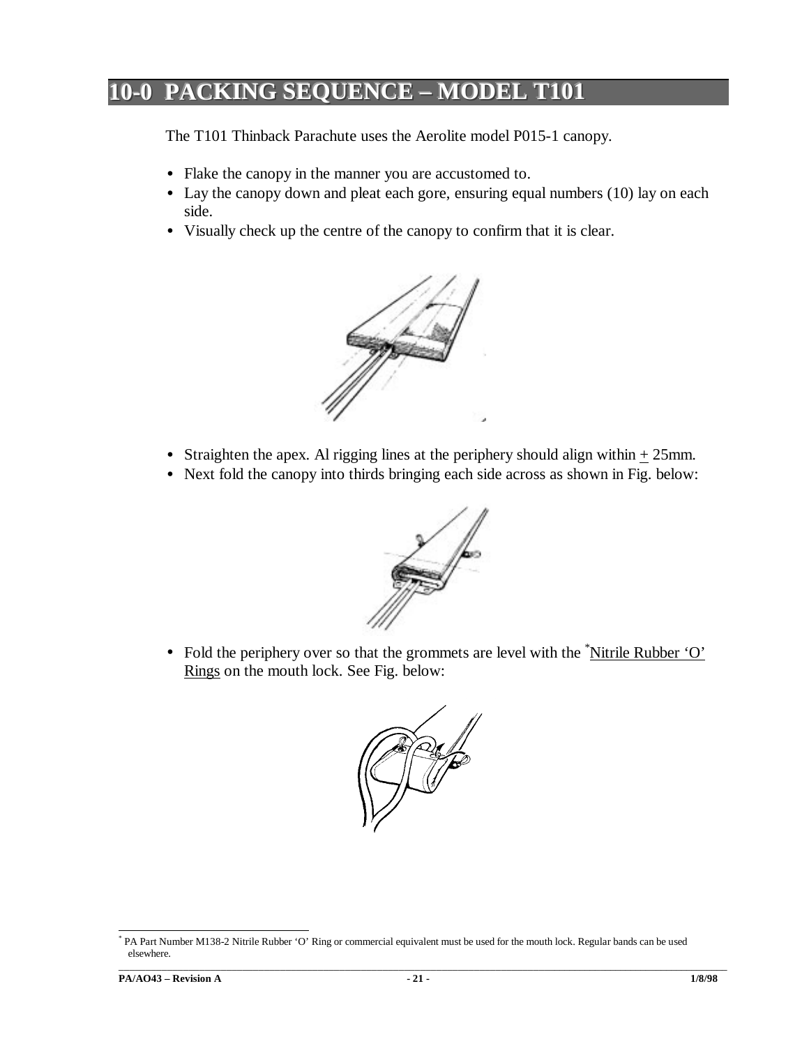# 10-0 PACKING SEQUENCE – MODEL T101

The T101 Thinback Parachute uses the Aerolite model P015-1 canopy.

- Flake the canopy in the manner you are accustomed to.
- Lay the canopy down and pleat each gore, ensuring equal numbers (10) lay on each side.
- Visually check up the centre of the canopy to confirm that it is clear.

- Straighten the apex. Al rigging lines at the periphery should align within ± 25mm.
- Next fold the canopy into thirds bringing each side across as shown in Fig. below:

- Fold the periphery over so that the grommets are level with the *Nitrile Rubber 'O' Rings on the mouth lock. See Fig. below:

---

* PA Part Number M138-2 Nitrile Rubber 'O' Ring or commercial equivalent must be used for the mouth lock. Regular bands can be used elsewhere.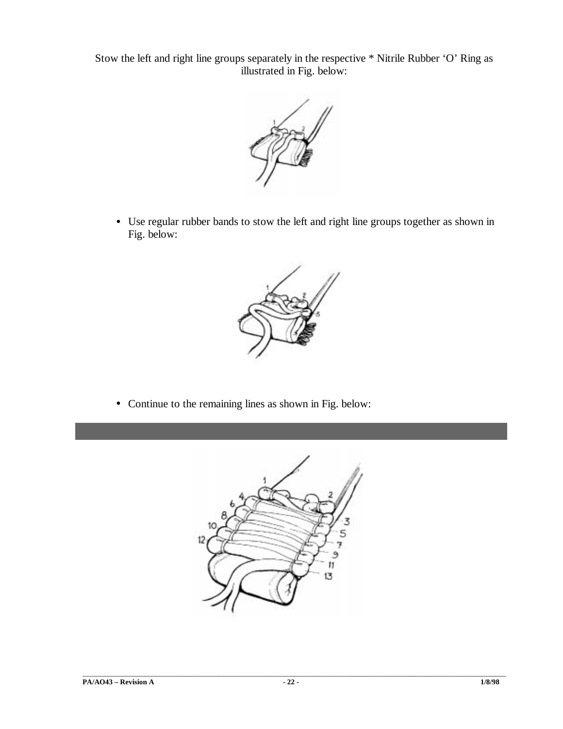Stow the left and right line groups separately in the respective * Nitrile Rubber 'O' Ring as illustrated in Fig. below:

- Use regular rubber bands to stow the left and right line groups together as shown in Fig. below:

- Continue to the remaining lines as shown in Fig. below: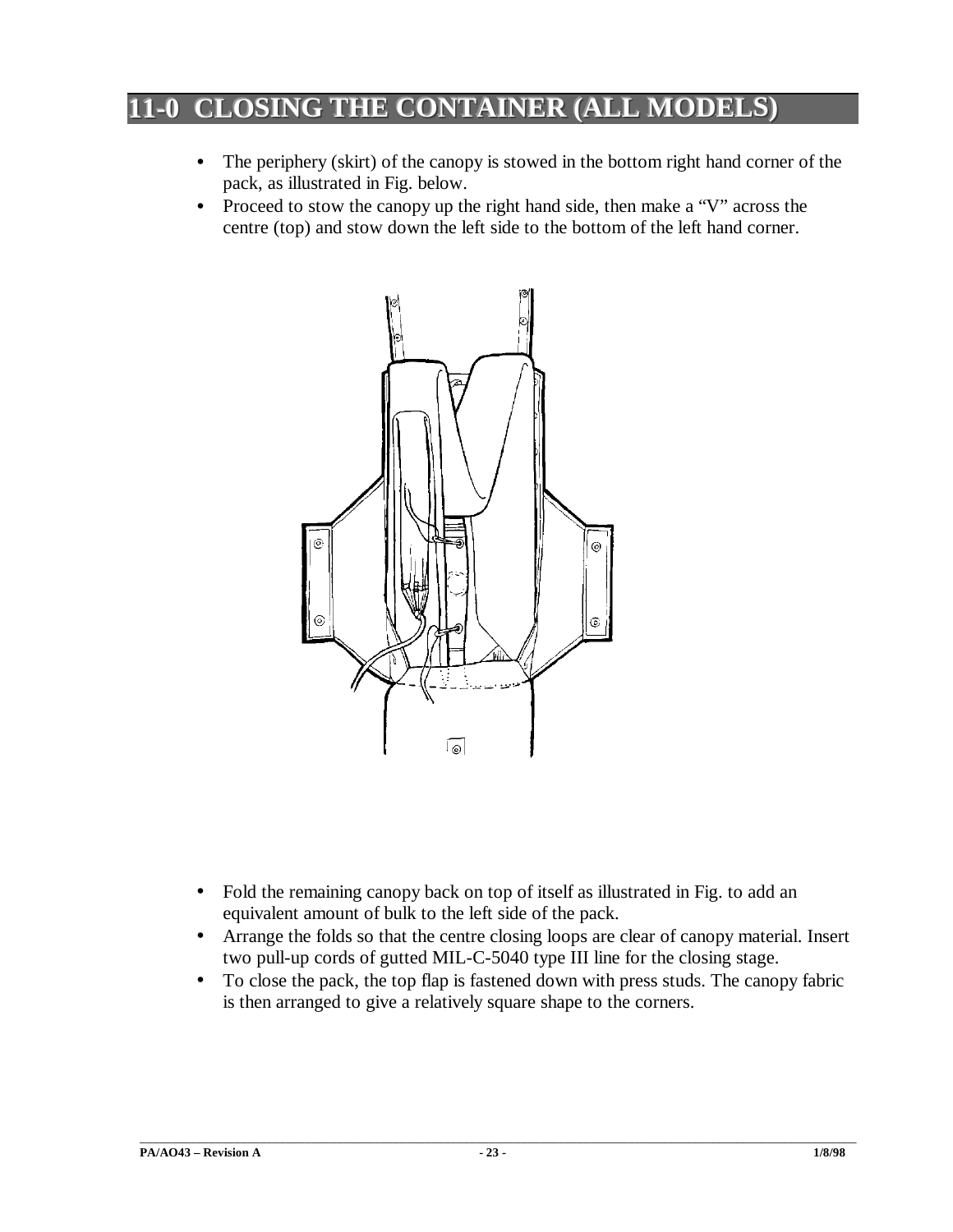# 11-0 CLOSING THE CONTAINER (ALL MODELS)

- The periphery (skirt) of the canopy is stowed in the bottom right hand corner of the pack, as illustrated in Fig. below.
- Proceed to stow the canopy up the right hand side, then make a "V" across the centre (top) and stow down the left side to the bottom of the left hand corner.

- Fold the remaining canopy back on top of itself as illustrated in Fig. to add an equivalent amount of bulk to the left side of the pack.
- Arrange the folds so that the centre closing loops are clear of canopy material. Insert two pull-up cords of gutted MIL-C-5040 type III line for the closing stage.
- To close the pack, the top flap is fastened down with press studs. The canopy fabric is then arranged to give a relatively square shape to the corners.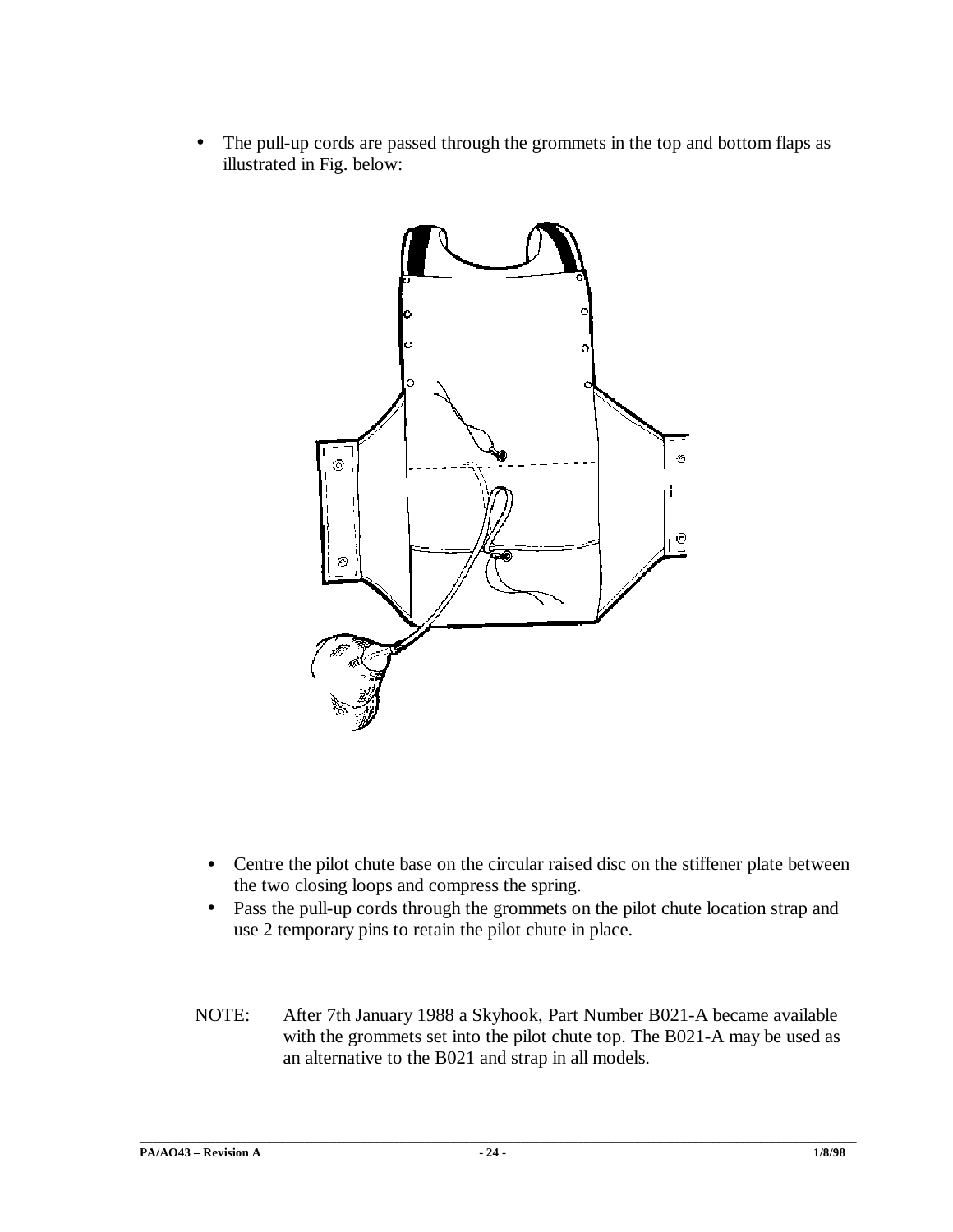- The pull-up cords are passed through the grommets in the top and bottom flaps as illustrated in Fig. below:

- Centre the pilot chute base on the circular raised disc on the stiffener plate between the two closing loops and compress the spring.
- Pass the pull-up cords through the grommets on the pilot chute location strap and use 2 temporary pins to retain the pilot chute in place.

NOTE: After 7th January 1988 a Skyhook, Part Number B021-A became available with the grommets set into the pilot chute top. The B021-A may be used as an alternative to the B021 and strap in all models.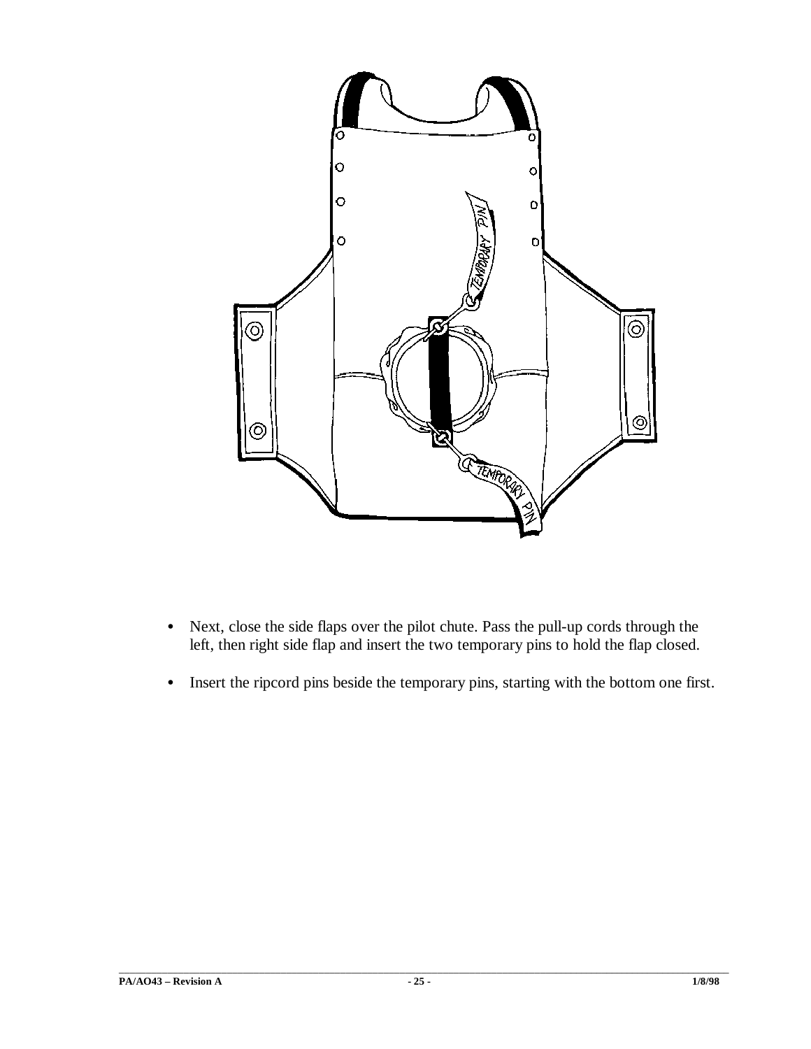- Next, close the side flaps over the pilot chute. Pass the pull-up cords through the left, then right side flap and insert the two temporary pins to hold the flap closed.
- Insert the ripcord pins beside the temporary pins, starting with the bottom one first.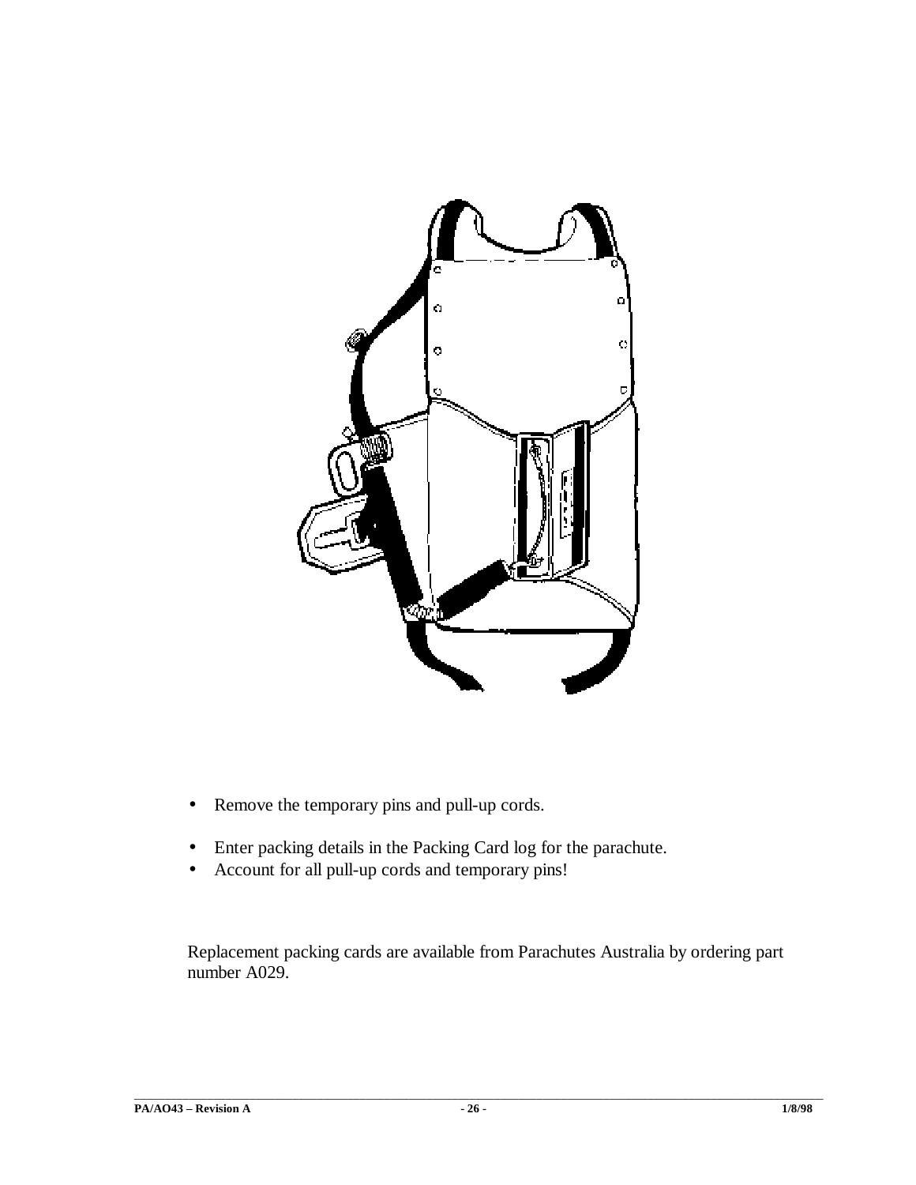- Remove the temporary pins and pull-up cords.

- Enter packing details in the Packing Card log for the parachute.
- Account for all pull-up cords and temporary pins!

Replacement packing cards are available from Parachutes Australia by ordering part number A029.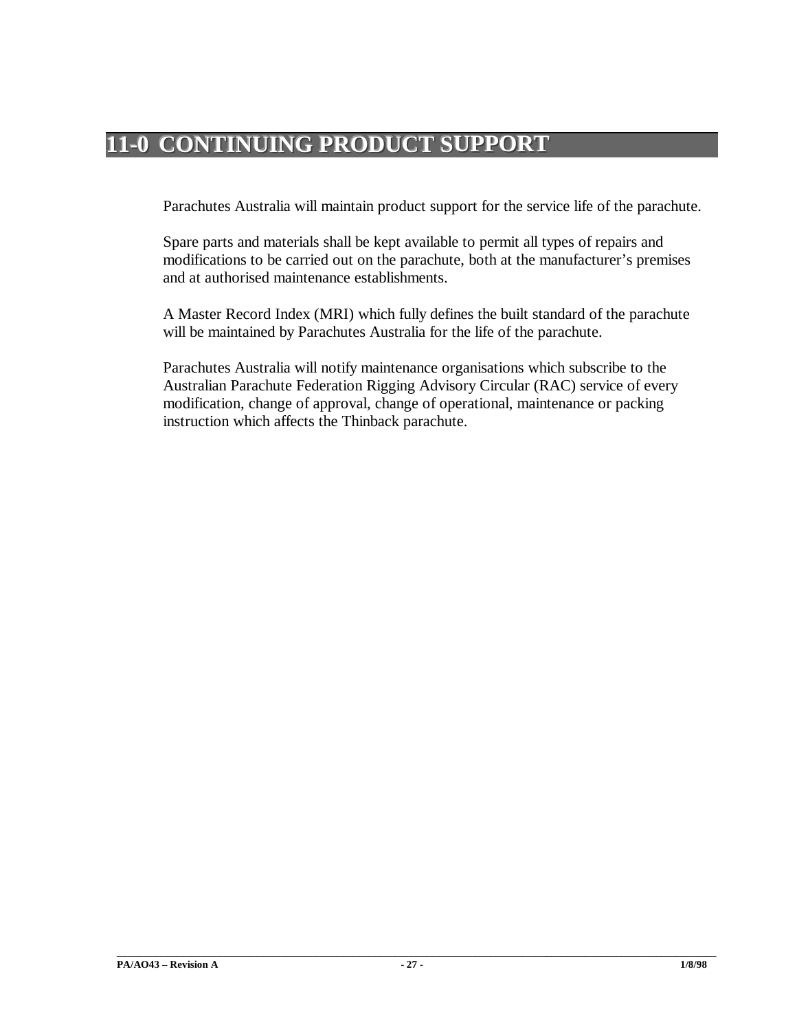# 11-0 CONTINUING PRODUCT SUPPORT

Parachutes Australia will maintain product support for the service life of the parachute.

Spare parts and materials shall be kept available to permit all types of repairs and modifications to be carried out on the parachute, both at the manufacturer's premises and at authorised maintenance establishments.

A Master Record Index (MRI) which fully defines the built standard of the parachute will be maintained by Parachutes Australia for the life of the parachute.

Parachutes Australia will notify maintenance organisations which subscribe to the Australian Parachute Federation Rigging Advisory Circular (RAC) service of every modification, change of approval, change of operational, maintenance or packing instruction which affects the Thinback parachute.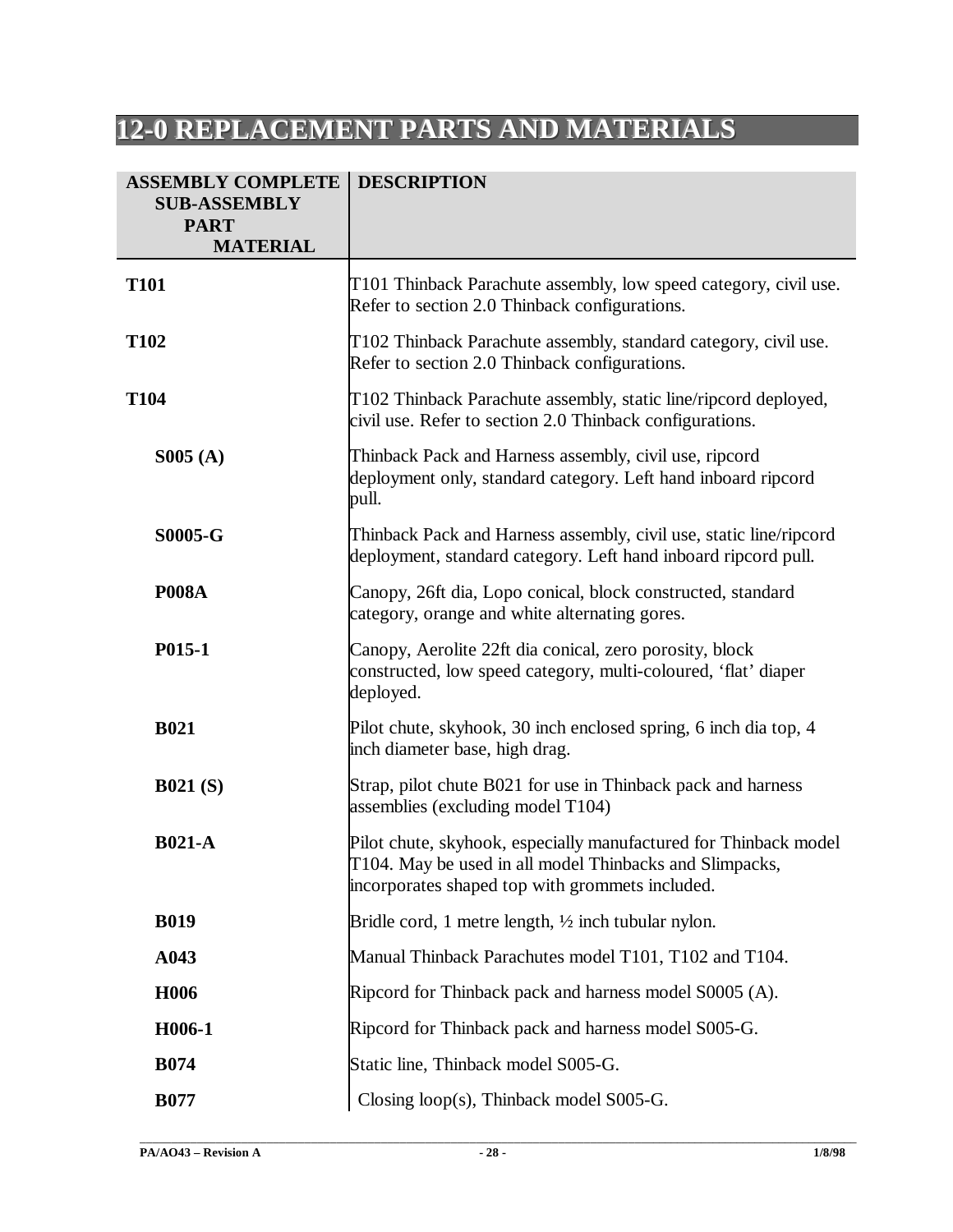# 12-0 REPLACEMENT PARTS AND MATERIALS

| ASSEMBLY COMPLETE<br>SUB-ASSEMBLY<br>PART<br>MATERIAL | DESCRIPTION |
|---|---|
| **T101** | T101 Thinback Parachute assembly, low speed category, civil use. Refer to section 2.0 Thinback configurations. |
| **T102** | T102 Thinback Parachute assembly, standard category, civil use. Refer to section 2.0 Thinback configurations. |
| **T104** | T102 Thinback Parachute assembly, static line/ripcord deployed, civil use. Refer to section 2.0 Thinback configurations. |
| **S005 (A)** | Thinback Pack and Harness assembly, civil use, ripcord deployment only, standard category. Left hand inboard ripcord pull. |
| **S0005-G** | Thinback Pack and Harness assembly, civil use, static line/ripcord deployment, standard category. Left hand inboard ripcord pull. |
| **P008A** | Canopy, 26ft dia, Lopo conical, block constructed, standard category, orange and white alternating gores. |
| **P015-1** | Canopy, Aerolite 22ft dia conical, zero porosity, block constructed, low speed category, multi-coloured, 'flat' diaper deployed. |
| **B021** | Pilot chute, skyhook, 30 inch enclosed spring, 6 inch dia top, 4 inch diameter base, high drag. |
| **B021 (S)** | Strap, pilot chute B021 for use in Thinback pack and harness assemblies (excluding model T104) |
| **B021-A** | Pilot chute, skyhook, especially manufactured for Thinback model T104. May be used in all model Thinbacks and Slimpacks, incorporates shaped top with grommets included. |
| **B019** | Bridle cord, 1 metre length, ½ inch tubular nylon. |
| **A043** | Manual Thinback Parachutes model T101, T102 and T104. |
| **H006** | Ripcord for Thinback pack and harness model S0005 (A). |
| **H006-1** | Ripcord for Thinback pack and harness model S005-G. |
| **B074** | Static line, Thinback model S005-G. |
| **B077** | Closing loop(s), Thinback model S005-G. |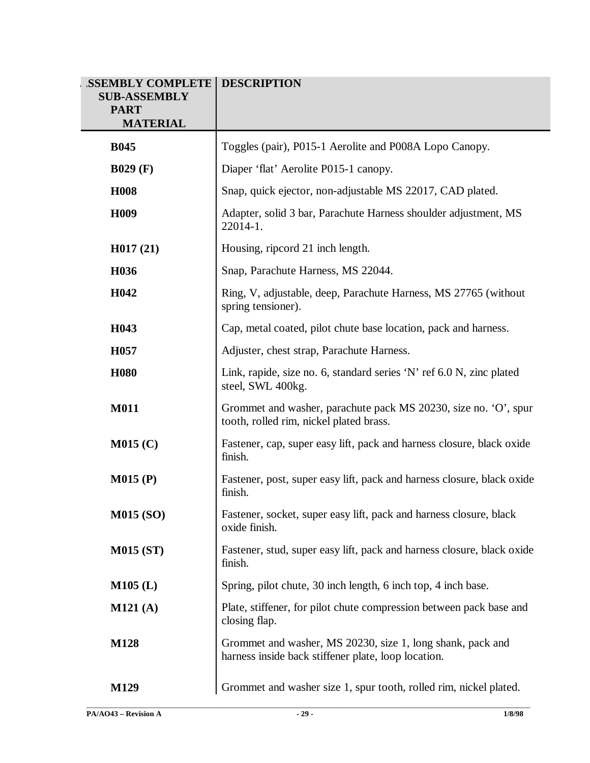| ASSEMBLY COMPLETE<br>SUB-ASSEMBLY<br>PART<br>MATERIAL | DESCRIPTION |
|---|---|
| **B045** | Toggles (pair), P015-1 Aerolite and P008A Lopo Canopy. |
| **B029 (F)** | Diaper 'flat' Aerolite P015-1 canopy. |
| **H008** | Snap, quick ejector, non-adjustable MS 22017, CAD plated. |
| **H009** | Adapter, solid 3 bar, Parachute Harness shoulder adjustment, MS 22014-1. |
| **H017 (21)** | Housing, ripcord 21 inch length. |
| **H036** | Snap, Parachute Harness, MS 22044. |
| **H042** | Ring, V, adjustable, deep, Parachute Harness, MS 27765 (without spring tensioner). |
| **H043** | Cap, metal coated, pilot chute base location, pack and harness. |
| **H057** | Adjuster, chest strap, Parachute Harness. |
| **H080** | Link, rapide, size no. 6, standard series 'N' ref 6.0 N, zinc plated steel, SWL 400kg. |
| **M011** | Grommet and washer, parachute pack MS 20230, size no. 'O', spur tooth, rolled rim, nickel plated brass. |
| **M015 (C)** | Fastener, cap, super easy lift, pack and harness closure, black oxide finish. |
| **M015 (P)** | Fastener, post, super easy lift, pack and harness closure, black oxide finish. |
| **M015 (SO)** | Fastener, socket, super easy lift, pack and harness closure, black oxide finish. |
| **M015 (ST)** | Fastener, stud, super easy lift, pack and harness closure, black oxide finish. |
| **M105 (L)** | Spring, pilot chute, 30 inch length, 6 inch top, 4 inch base. |
| **M121 (A)** | Plate, stiffener, for pilot chute compression between pack base and closing flap. |
| **M128** | Grommet and washer, MS 20230, size 1, long shank, pack and harness inside back stiffener plate, loop location. |
| **M129** | Grommet and washer size 1, spur tooth, rolled rim, nickel plated. |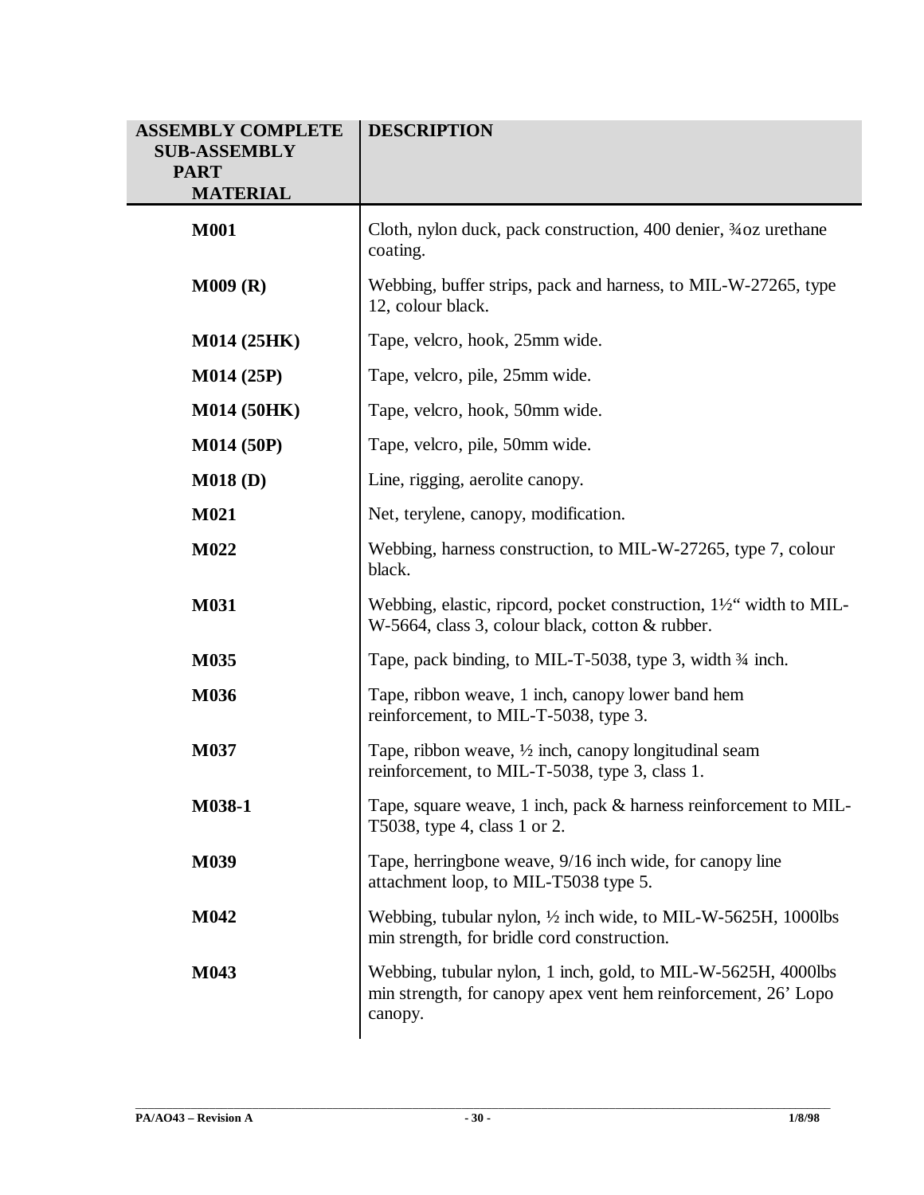| ASSEMBLY COMPLETE<br>SUB-ASSEMBLY<br>PART<br>MATERIAL | DESCRIPTION |
|---|---|
| **M001** | Cloth, nylon duck, pack construction, 400 denier, ¾oz urethane coating. |
| **M009 (R)** | Webbing, buffer strips, pack and harness, to MIL-W-27265, type 12, colour black. |
| **M014 (25HK)** | Tape, velcro, hook, 25mm wide. |
| **M014 (25P)** | Tape, velcro, pile, 25mm wide. |
| **M014 (50HK)** | Tape, velcro, hook, 50mm wide. |
| **M014 (50P)** | Tape, velcro, pile, 50mm wide. |
| **M018 (D)** | Line, rigging, aerolite canopy. |
| **M021** | Net, terylene, canopy, modification. |
| **M022** | Webbing, harness construction, to MIL-W-27265, type 7, colour black. |
| **M031** | Webbing, elastic, ripcord, pocket construction, 1½" width to MIL-W-5664, class 3, colour black, cotton & rubber. |
| **M035** | Tape, pack binding, to MIL-T-5038, type 3, width ¾ inch. |
| **M036** | Tape, ribbon weave, 1 inch, canopy lower band hem reinforcement, to MIL-T-5038, type 3. |
| **M037** | Tape, ribbon weave, ½ inch, canopy longitudinal seam reinforcement, to MIL-T-5038, type 3, class 1. |
| **M038-1** | Tape, square weave, 1 inch, pack & harness reinforcement to MIL-T5038, type 4, class 1 or 2. |
| **M039** | Tape, herringbone weave, 9/16 inch wide, for canopy line attachment loop, to MIL-T5038 type 5. |
| **M042** | Webbing, tubular nylon, ½ inch wide, to MIL-W-5625H, 1000lbs min strength, for bridle cord construction. |
| **M043** | Webbing, tubular nylon, 1 inch, gold, to MIL-W-5625H, 4000lbs min strength, for canopy apex vent hem reinforcement, 26' Lopo canopy. |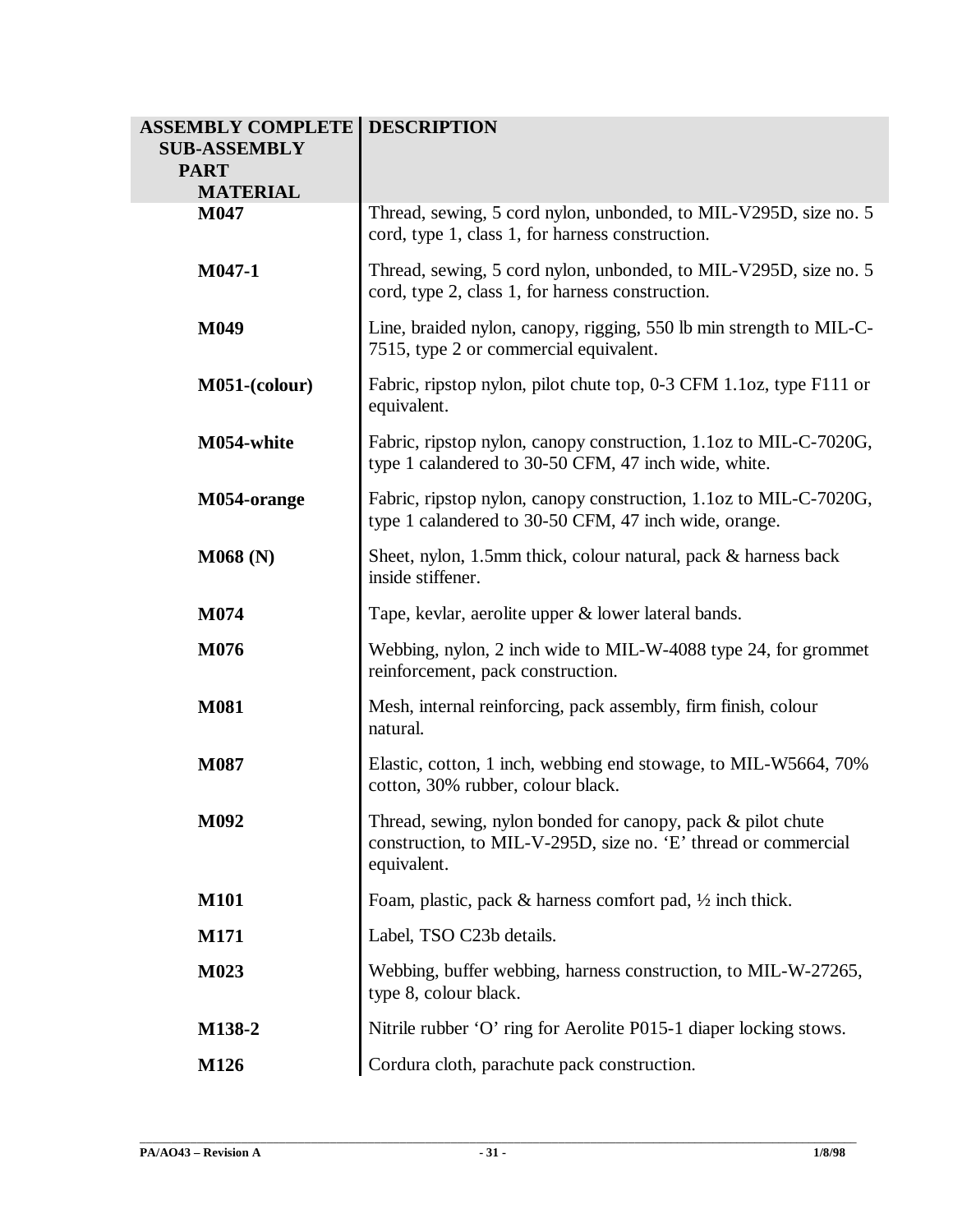| ASSEMBLY COMPLETE<br>SUB-ASSEMBLY<br>PART<br>MATERIAL | DESCRIPTION |
|---|---|
| M047 | Thread, sewing, 5 cord nylon, unbonded, to MIL-V295D, size no. 5 cord, type 1, class 1, for harness construction. |
| M047-1 | Thread, sewing, 5 cord nylon, unbonded, to MIL-V295D, size no. 5 cord, type 2, class 1, for harness construction. |
| M049 | Line, braided nylon, canopy, rigging, 550 lb min strength to MIL-C-7515, type 2 or commercial equivalent. |
| M051-(colour) | Fabric, ripstop nylon, pilot chute top, 0-3 CFM 1.1oz, type F111 or equivalent. |
| M054-white | Fabric, ripstop nylon, canopy construction, 1.1oz to MIL-C-7020G, type 1 calandered to 30-50 CFM, 47 inch wide, white. |
| M054-orange | Fabric, ripstop nylon, canopy construction, 1.1oz to MIL-C-7020G, type 1 calandered to 30-50 CFM, 47 inch wide, orange. |
| M068 (N) | Sheet, nylon, 1.5mm thick, colour natural, pack & harness back inside stiffener. |
| M074 | Tape, kevlar, aerolite upper & lower lateral bands. |
| M076 | Webbing, nylon, 2 inch wide to MIL-W-4088 type 24, for grommet reinforcement, pack construction. |
| M081 | Mesh, internal reinforcing, pack assembly, firm finish, colour natural. |
| M087 | Elastic, cotton, 1 inch, webbing end stowage, to MIL-W5664, 70% cotton, 30% rubber, colour black. |
| M092 | Thread, sewing, nylon bonded for canopy, pack & pilot chute construction, to MIL-V-295D, size no. 'E' thread or commercial equivalent. |
| M101 | Foam, plastic, pack & harness comfort pad, ½ inch thick. |
| M171 | Label, TSO C23b details. |
| M023 | Webbing, buffer webbing, harness construction, to MIL-W-27265, type 8, colour black. |
| M138-2 | Nitrile rubber 'O' ring for Aerolite P015-1 diaper locking stows. |
| M126 | Cordura cloth, parachute pack construction. |